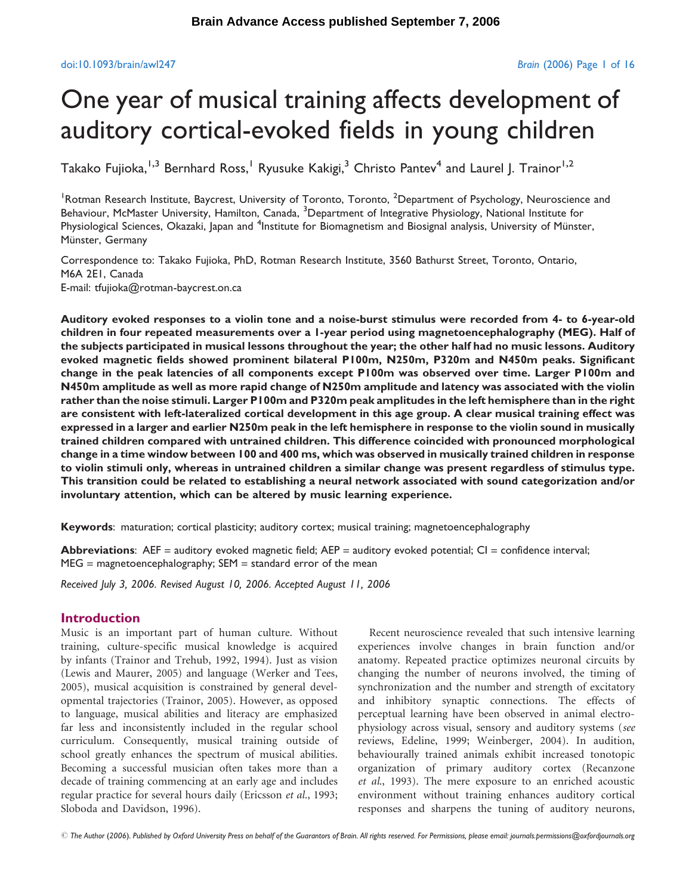# One year of musical training affects development of auditory cortical-evoked fields in young children

Takako Fujioka,[1,3] Bernhard Ross,[1] Ryusuke Kakigi,[3] Christo Pantev[4] and Laurel J. Trainor[1,2]

[1]Rotman Research Institute, Baycrest, University of Toronto, Toronto, [2]Department of Psychology, Neuroscience and Behaviour, McMaster University, Hamilton, Canada, [3]Department of Integrative Physiology, National Institute for Physiological Sciences, Okazaki, Japan and [4]Institute for Biomagnetism and Biosignal analysis, University of Münster, Münster, Germany

Correspondence to: Takako Fujioka, PhD, Rotman Research Institute, 3560 Bathurst Street, Toronto, Ontario, M6A 2E1, Canada
E-mail: tfujioka@rotman-baycrest.on.ca

**Auditory evoked responses to a violin tone and a noise-burst stimulus were recorded from 4- to 6-year-old children in four repeated measurements over a 1-year period using magnetoencephalography (MEG). Half of the subjects participated in musical lessons throughout the year; the other half had no music lessons. Auditory evoked magnetic fields showed prominent bilateral P100m, N250m, P320m and N450m peaks. Significant change in the peak latencies of all components except P100m was observed over time. Larger P100m and N450m amplitude as well as more rapid change of N250m amplitude and latency was associated with the violin rather than the noise stimuli. Larger P100m and P320m peak amplitudes in the left hemisphere than in the right are consistent with left-lateralized cortical development in this age group. A clear musical training effect was expressed in a larger and earlier N250m peak in the left hemisphere in response to the violin sound in musically trained children compared with untrained children. This difference coincided with pronounced morphological change in a time window between 100 and 400 ms, which was observed in musically trained children in response to violin stimuli only, whereas in untrained children a similar change was present regardless of stimulus type. This transition could be related to establishing a neural network associated with sound categorization and/or involuntary attention, which can be altered by music learning experience.**

**Keywords**: maturation; cortical plasticity; auditory cortex; musical training; magnetoencephalography

**Abbreviations**: AEF = auditory evoked magnetic field; AEP = auditory evoked potential; CI = confidence interval; MEG = magnetoencephalography; SEM = standard error of the mean

*Received July 3, 2006. Revised August 10, 2006. Accepted August 11, 2006*

## Introduction

Music is an important part of human culture. Without training, culture-specific musical knowledge is acquired by infants (Trainor and Trehub, 1992, 1994). Just as vision (Lewis and Maurer, 2005) and language (Werker and Tees, 2005), musical acquisition is constrained by general developmental trajectories (Trainor, 2005). However, as opposed to language, musical abilities and literacy are emphasized far less and inconsistently included in the regular school curriculum. Consequently, musical training outside of school greatly enhances the spectrum of musical abilities. Becoming a successful musician often takes more than a decade of training commencing at an early age and includes regular practice for several hours daily (Ericsson *et al.*, 1993; Sloboda and Davidson, 1996).

Recent neuroscience revealed that such intensive learning experiences involve changes in brain function and/or anatomy. Repeated practice optimizes neuronal circuits by changing the number of neurons involved, the timing of synchronization and the number and strength of excitatory and inhibitory synaptic connections. The effects of perceptual learning have been observed in animal electrophysiology across visual, sensory and auditory systems (*see* reviews, Edeline, 1999; Weinberger, 2004). In audition, behaviourally trained animals exhibit increased tonotopic organization of primary auditory cortex (Recanzone *et al.*, 1993). The mere exposure to an enriched acoustic environment without training enhances auditory cortical responses and sharpens the tuning of auditory neurons,

© The Author (2006). Published by Oxford University Press on behalf of the Guarantors of Brain. All rights reserved. For Permissions, please email: journals.permissions@oxfordjournals.org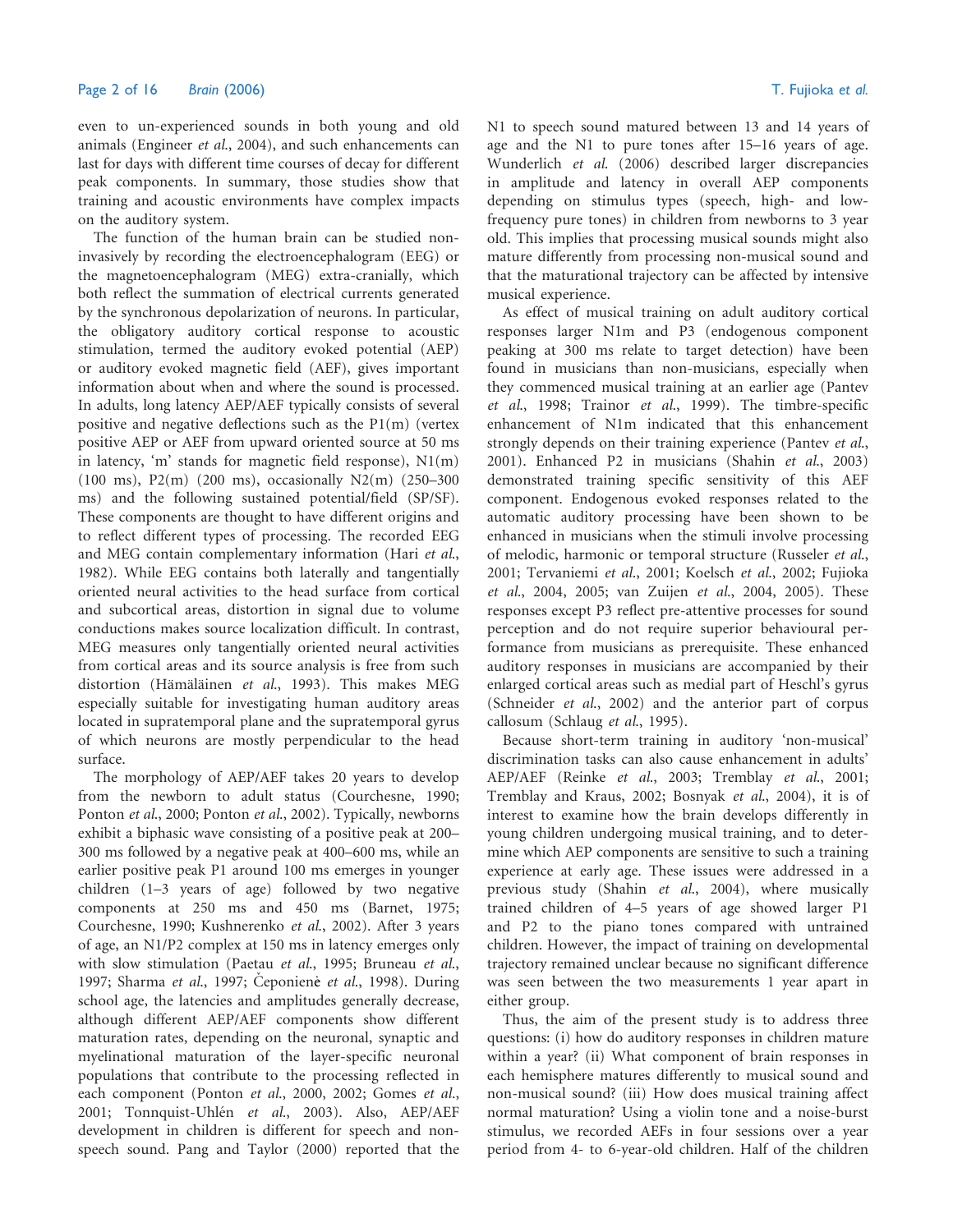even to un-experienced sounds in both young and old animals (Engineer *et al.*, 2004), and such enhancements can last for days with different time courses of decay for different peak components. In summary, those studies show that training and acoustic environments have complex impacts on the auditory system.

The function of the human brain can be studied non-invasively by recording the electroencephalogram (EEG) or the magnetoencephalogram (MEG) extra-cranially, which both reflect the summation of electrical currents generated by the synchronous depolarization of neurons. In particular, the obligatory auditory cortical response to acoustic stimulation, termed the auditory evoked potential (AEP) or auditory evoked magnetic field (AEF), gives important information about when and where the sound is processed. In adults, long latency AEP/AEF typically consists of several positive and negative deflections such as the P1(m) (vertex positive AEP or AEF from upward oriented source at 50 ms in latency, 'm' stands for magnetic field response), N1(m) (100 ms), P2(m) (200 ms), occasionally N2(m) (250–300 ms) and the following sustained potential/field (SP/SF). These components are thought to have different origins and to reflect different types of processing. The recorded EEG and MEG contain complementary information (Hari *et al.*, 1982). While EEG contains both laterally and tangentially oriented neural activities to the head surface from cortical and subcortical areas, distortion in signal due to volume conductions makes source localization difficult. In contrast, MEG measures only tangentially oriented neural activities from cortical areas and its source analysis is free from such distortion (Hämäläinen *et al.*, 1993). This makes MEG especially suitable for investigating human auditory areas located in supratemporal plane and the supratemporal gyrus of which neurons are mostly perpendicular to the head surface.

The morphology of AEP/AEF takes 20 years to develop from the newborn to adult status (Courchesne, 1990; Ponton *et al.*, 2000; Ponton *et al.*, 2002). Typically, newborns exhibit a biphasic wave consisting of a positive peak at 200–300 ms followed by a negative peak at 400–600 ms, while an earlier positive peak P1 around 100 ms emerges in younger children (1–3 years of age) followed by two negative components at 250 ms and 450 ms (Barnet, 1975; Courchesne, 1990; Kushnerenko *et al.*, 2002). After 3 years of age, an N1/P2 complex at 150 ms in latency emerges only with slow stimulation (Paetau *et al.*, 1995; Bruneau *et al.*, 1997; Sharma *et al.*, 1997; Čeponienė *et al.*, 1998). During school age, the latencies and amplitudes generally decrease, although different AEP/AEF components show different maturation rates, depending on the neuronal, synaptic and myelinational maturation of the layer-specific neuronal populations that contribute to the processing reflected in each component (Ponton *et al.*, 2000, 2002; Gomes *et al.*, 2001; Tonnquist-Uhlén *et al.*, 2003). Also, AEP/AEF development in children is different for speech and non-speech sound. Pang and Taylor (2000) reported that the N1 to speech sound matured between 13 and 14 years of age and the N1 to pure tones after 15–16 years of age. Wunderlich *et al.* (2006) described larger discrepancies in amplitude and latency in overall AEP components depending on stimulus types (speech, high- and low-frequency pure tones) in children from newborns to 3 year old. This implies that processing musical sounds might also mature differently from processing non-musical sound and that the maturational trajectory can be affected by intensive musical experience.

As effect of musical training on adult auditory cortical responses larger N1m and P3 (endogenous component peaking at 300 ms relate to target detection) have been found in musicians than non-musicians, especially when they commenced musical training at an earlier age (Pantev *et al.*, 1998; Trainor *et al.*, 1999). The timbre-specific enhancement of N1m indicated that this enhancement strongly depends on their training experience (Pantev *et al.*, 2001). Enhanced P2 in musicians (Shahin *et al.*, 2003) demonstrated training specific sensitivity of this AEF component. Endogenous evoked responses related to the automatic auditory processing have been shown to be enhanced in musicians when the stimuli involve processing of melodic, harmonic or temporal structure (Russeler *et al.*, 2001; Tervaniemi *et al.*, 2001; Koelsch *et al.*, 2002; Fujioka *et al.*, 2004, 2005; van Zuijen *et al.*, 2004, 2005). These responses except P3 reflect pre-attentive processes for sound perception and do not require superior behavioural performance from musicians as prerequisite. These enhanced auditory responses in musicians are accompanied by their enlarged cortical areas such as medial part of Heschl's gyrus (Schneider *et al.*, 2002) and the anterior part of corpus callosum (Schlaug *et al.*, 1995).

Because short-term training in auditory 'non-musical' discrimination tasks can also cause enhancement in adults' AEP/AEF (Reinke *et al.*, 2003; Tremblay *et al.*, 2001; Tremblay and Kraus, 2002; Bosnyak *et al.*, 2004), it is of interest to examine how the brain develops differently in young children undergoing musical training, and to determine which AEP components are sensitive to such a training experience at early age. These issues were addressed in a previous study (Shahin *et al.*, 2004), where musically trained children of 4–5 years of age showed larger P1 and P2 to the piano tones compared with untrained children. However, the impact of training on developmental trajectory remained unclear because no significant difference was seen between the two measurements 1 year apart in either group.

Thus, the aim of the present study is to address three questions: (i) how do auditory responses in children mature within a year? (ii) What component of brain responses in each hemisphere matures differently to musical sound and non-musical sound? (iii) How does musical training affect normal maturation? Using a violin tone and a noise-burst stimulus, we recorded AEFs in four sessions over a year period from 4- to 6-year-old children. Half of the children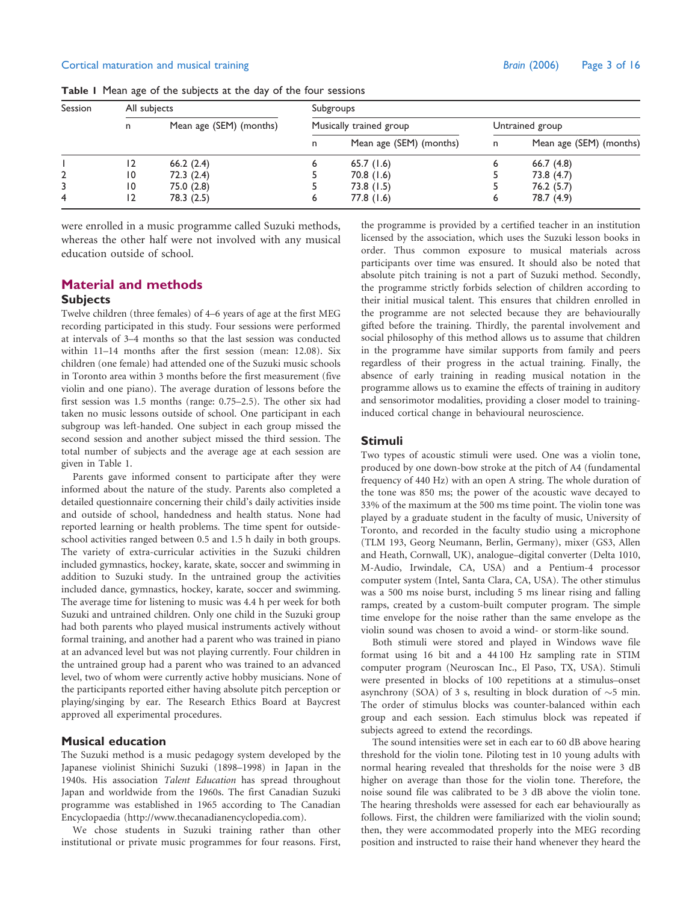**Table 1** Mean age of the subjects at the day of the four sessions

| Session | All subjects | | Subgroups | | | |
|---|---|---|---|---|---|---|
| | | | Musically trained group | | Untrained group | |
| | n | Mean age (SEM) (months) | n | Mean age (SEM) (months) | n | Mean age (SEM) (months) |
| 1 | 12 | 66.2 (2.4) | 6 | 65.7 (1.6) | 6 | 66.7 (4.8) |
| 2 | 10 | 72.3 (2.4) | 5 | 70.8 (1.6) | 5 | 73.8 (4.7) |
| 3 | 10 | 75.0 (2.8) | 5 | 73.8 (1.5) | 5 | 76.2 (5.7) |
| 4 | 12 | 78.3 (2.5) | 6 | 77.8 (1.6) | 6 | 78.7 (4.9) |

were enrolled in a music programme called Suzuki methods, whereas the other half were not involved with any musical education outside of school.

## Material and methods

### Subjects

Twelve children (three females) of 4–6 years of age at the first MEG recording participated in this study. Four sessions were performed at intervals of 3–4 months so that the last session was conducted within 11–14 months after the first session (mean: 12.08). Six children (one female) had attended one of the Suzuki music schools in Toronto area within 3 months before the first measurement (five violin and one piano). The average duration of lessons before the first session was 1.5 months (range: 0.75–2.5). The other six had taken no music lessons outside of school. One participant in each subgroup was left-handed. One subject in each group missed the second session and another subject missed the third session. The total number of subjects and the average age at each session are given in Table 1.

Parents gave informed consent to participate after they were informed about the nature of the study. Parents also completed a detailed questionnaire concerning their child's daily activities inside and outside of school, handedness and health status. None had reported learning or health problems. The time spent for outside-school activities ranged between 0.5 and 1.5 h daily in both groups. The variety of extra-curricular activities in the Suzuki children included gymnastics, hockey, karate, skate, soccer and swimming in addition to Suzuki study. In the untrained group the activities included dance, gymnastics, hockey, karate, soccer and swimming. The average time for listening to music was 4.4 h per week for both Suzuki and untrained children. Only one child in the Suzuki group had both parents who played musical instruments actively without formal training, and another had a parent who was trained in piano at an advanced level but was not playing currently. Four children in the untrained group had a parent who was trained to an advanced level, two of whom were currently active hobby musicians. None of the participants reported either having absolute pitch perception or playing/singing by ear. The Research Ethics Board at Baycrest approved all experimental procedures.

### Musical education

The Suzuki method is a music pedagogy system developed by the Japanese violinist Shinichi Suzuki (1898–1998) in Japan in the 1940s. His association *Talent Education* has spread throughout Japan and worldwide from the 1960s. The first Canadian Suzuki programme was established in 1965 according to The Canadian Encyclopaedia (http://www.thecanadianencyclopedia.com).

We chose students in Suzuki training rather than other institutional or private music programmes for four reasons. First, the programme is provided by a certified teacher in an institution licensed by the association, which uses the Suzuki lesson books in order. Thus common exposure to musical materials across participants over time was ensured. It should also be noted that absolute pitch training is not a part of Suzuki method. Secondly, the programme strictly forbids selection of children according to their initial musical talent. This ensures that children enrolled in the programme are not selected because they are behaviourally gifted before the training. Thirdly, the parental involvement and social philosophy of this method allows us to assume that children in the programme have similar supports from family and peers regardless of their progress in the actual training. Finally, the absence of early training in reading musical notation in the programme allows us to examine the effects of training in auditory and sensorimotor modalities, providing a closer model to training-induced cortical change in behavioural neuroscience.

### Stimuli

Two types of acoustic stimuli were used. One was a violin tone, produced by one down-bow stroke at the pitch of A4 (fundamental frequency of 440 Hz) with an open A string. The whole duration of the tone was 850 ms; the power of the acoustic wave decayed to 33% of the maximum at the 500 ms time point. The violin tone was played by a graduate student in the faculty of music, University of Toronto, and recorded in the faculty studio using a microphone (TLM 193, Georg Neumann, Berlin, Germany), mixer (GS3, Allen and Heath, Cornwall, UK), analogue–digital converter (Delta 1010, M-Audio, Irwindale, CA, USA) and a Pentium-4 processor computer system (Intel, Santa Clara, CA, USA). The other stimulus was a 500 ms noise burst, including 5 ms linear rising and falling ramps, created by a custom-built computer program. The simple time envelope for the noise rather than the same envelope as the violin sound was chosen to avoid a wind- or storm-like sound.

Both stimuli were stored and played in Windows wave file format using 16 bit and a 44 100 Hz sampling rate in STIM computer program (Neuroscan Inc., El Paso, TX, USA). Stimuli were presented in blocks of 100 repetitions at a stimulus–onset asynchrony (SOA) of 3 s, resulting in block duration of ~5 min. The order of stimulus blocks was counter-balanced within each group and each session. Each stimulus block was repeated if subjects agreed to extend the recordings.

The sound intensities were set in each ear to 60 dB above hearing threshold for the violin tone. Piloting test in 10 young adults with normal hearing revealed that thresholds for the noise were 3 dB higher on average than those for the violin tone. Therefore, the noise sound file was calibrated to be 3 dB above the violin tone. The hearing thresholds were assessed for each ear behaviourally as follows. First, the children were familiarized with the violin sound; then, they were accommodated properly into the MEG recording position and instructed to raise their hand whenever they heard the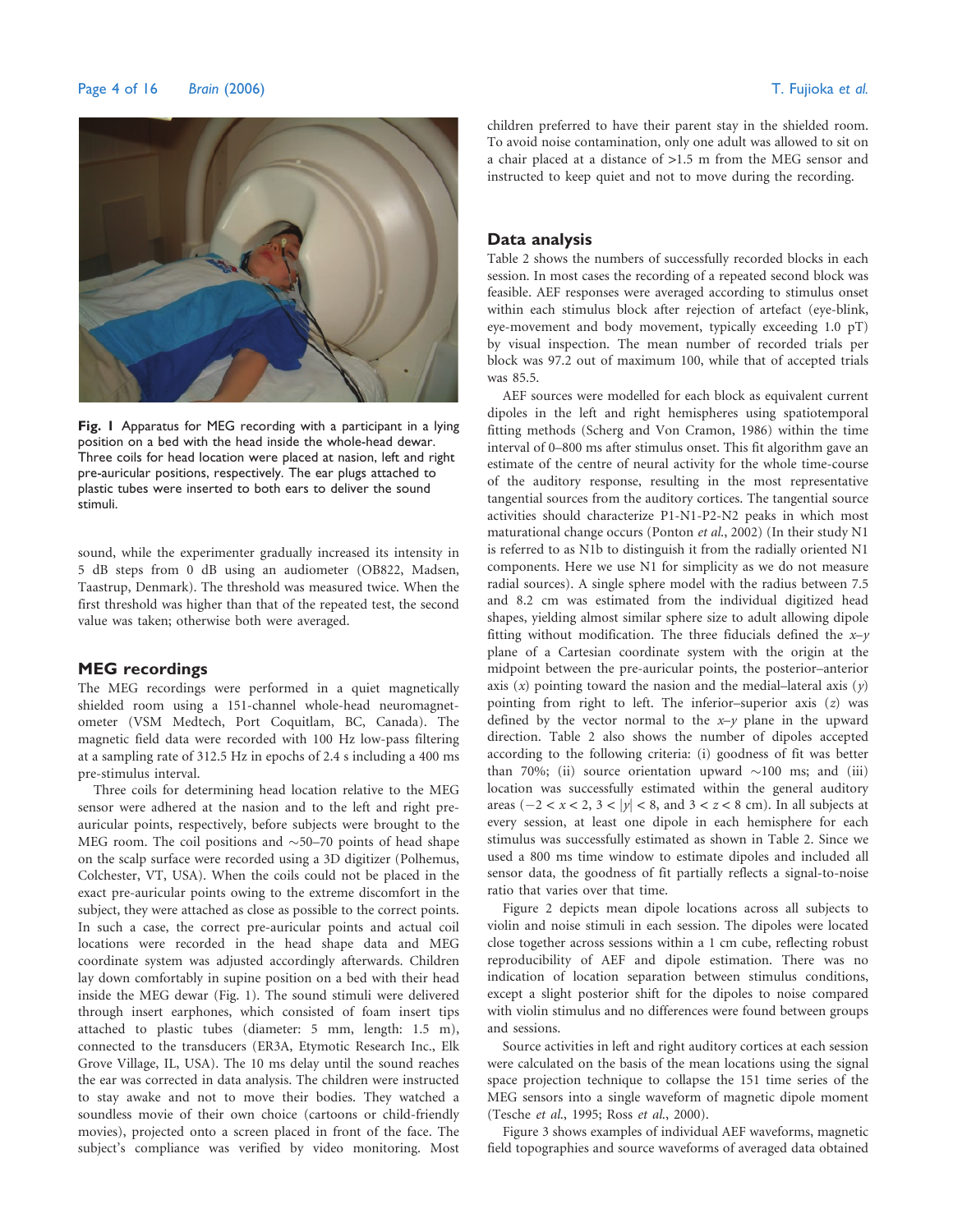Fig. 1 Apparatus for MEG recording with a participant in a lying position on a bed with the head inside the whole-head dewar. Three coils for head location were placed at nasion, left and right pre-auricular positions, respectively. The ear plugs attached to plastic tubes were inserted to both ears to deliver the sound stimuli.

sound, while the experimenter gradually increased its intensity in 5 dB steps from 0 dB using an audiometer (OB822, Madsen, Taastrup, Denmark). The threshold was measured twice. When the first threshold was higher than that of the repeated test, the second value was taken; otherwise both were averaged.

## MEG recordings

The MEG recordings were performed in a quiet magnetically shielded room using a 151-channel whole-head neuromagnetometer (VSM Medtech, Port Coquitlam, BC, Canada). The magnetic field data were recorded with 100 Hz low-pass filtering at a sampling rate of 312.5 Hz in epochs of 2.4 s including a 400 ms pre-stimulus interval.

Three coils for determining head location relative to the MEG sensor were adhered at the nasion and to the left and right pre-auricular points, respectively, before subjects were brought to the MEG room. The coil positions and ~50–70 points of head shape on the scalp surface were recorded using a 3D digitizer (Polhemus, Colchester, VT, USA). When the coils could not be placed in the exact pre-auricular points owing to the extreme discomfort in the subject, they were attached as close as possible to the correct points. In such a case, the correct pre-auricular points and actual coil locations were recorded in the head shape data and MEG coordinate system was adjusted accordingly afterwards. Children lay down comfortably in supine position on a bed with their head inside the MEG dewar (Fig. 1). The sound stimuli were delivered through insert earphones, which consisted of foam insert tips attached to plastic tubes (diameter: 5 mm, length: 1.5 m), connected to the transducers (ER3A, Etymotic Research Inc., Elk Grove Village, IL, USA). The 10 ms delay until the sound reaches the ear was corrected in data analysis. The children were instructed to stay awake and not to move their bodies. They watched a soundless movie of their own choice (cartoons or child-friendly movies), projected onto a screen placed in front of the face. The subject's compliance was verified by video monitoring. Most children preferred to have their parent stay in the shielded room. To avoid noise contamination, only one adult was allowed to sit on a chair placed at a distance of >1.5 m from the MEG sensor and instructed to keep quiet and not to move during the recording.

## Data analysis

Table 2 shows the numbers of successfully recorded blocks in each session. In most cases the recording of a repeated second block was feasible. AEF responses were averaged according to stimulus onset within each stimulus block after rejection of artefact (eye-blink, eye-movement and body movement, typically exceeding 1.0 pT) by visual inspection. The mean number of recorded trials per block was 97.2 out of maximum 100, while that of accepted trials was 85.5.

AEF sources were modelled for each block as equivalent current dipoles in the left and right hemispheres using spatiotemporal fitting methods (Scherg and Von Cramon, 1986) within the time interval of 0–800 ms after stimulus onset. This fit algorithm gave an estimate of the centre of neural activity for the whole time-course of the auditory response, resulting in the most representative tangential sources from the auditory cortices. The tangential source activities should characterize P1-N1-P2-N2 peaks in which most maturational change occurs (Ponton *et al.*, 2002) (In their study N1 is referred to as N1b to distinguish it from the radially oriented N1 components. Here we use N1 for simplicity as we do not measure radial sources). A single sphere model with the radius between 7.5 and 8.2 cm was estimated from the individual digitized head shapes, yielding almost similar sphere size to adult allowing dipole fitting without modification. The three fiducials defined the $x$–$y$ plane of a Cartesian coordinate system with the origin at the midpoint between the pre-auricular points, the posterior–anterior axis ($x$) pointing toward the nasion and the medial–lateral axis ($y$) pointing from right to left. The inferior–superior axis ($z$) was defined by the vector normal to the $x$–$y$ plane in the upward direction. Table 2 also shows the number of dipoles accepted according to the following criteria: (i) goodness of fit was better than 70%; (ii) source orientation upward ~100 ms; and (iii) location was successfully estimated within the general auditory areas ($-2 < x < 2$, $3 < |y| < 8$, and $3 < z < 8$ cm). In all subjects at every session, at least one dipole in each hemisphere for each stimulus was successfully estimated as shown in Table 2. Since we used a 800 ms time window to estimate dipoles and included all sensor data, the goodness of fit partially reflects a signal-to-noise ratio that varies over that time.

Figure 2 depicts mean dipole locations across all subjects to violin and noise stimuli in each session. The dipoles were located close together across sessions within a 1 cm cube, reflecting robust reproducibility of AEF and dipole estimation. There was no indication of location separation between stimulus conditions, except a slight posterior shift for the dipoles to noise compared with violin stimulus and no differences were found between groups and sessions.

Source activities in left and right auditory cortices at each session were calculated on the basis of the mean locations using the signal space projection technique to collapse the 151 time series of the MEG sensors into a single waveform of magnetic dipole moment (Tesche *et al.*, 1995; Ross *et al.*, 2000).

Figure 3 shows examples of individual AEF waveforms, magnetic field topographies and source waveforms of averaged data obtained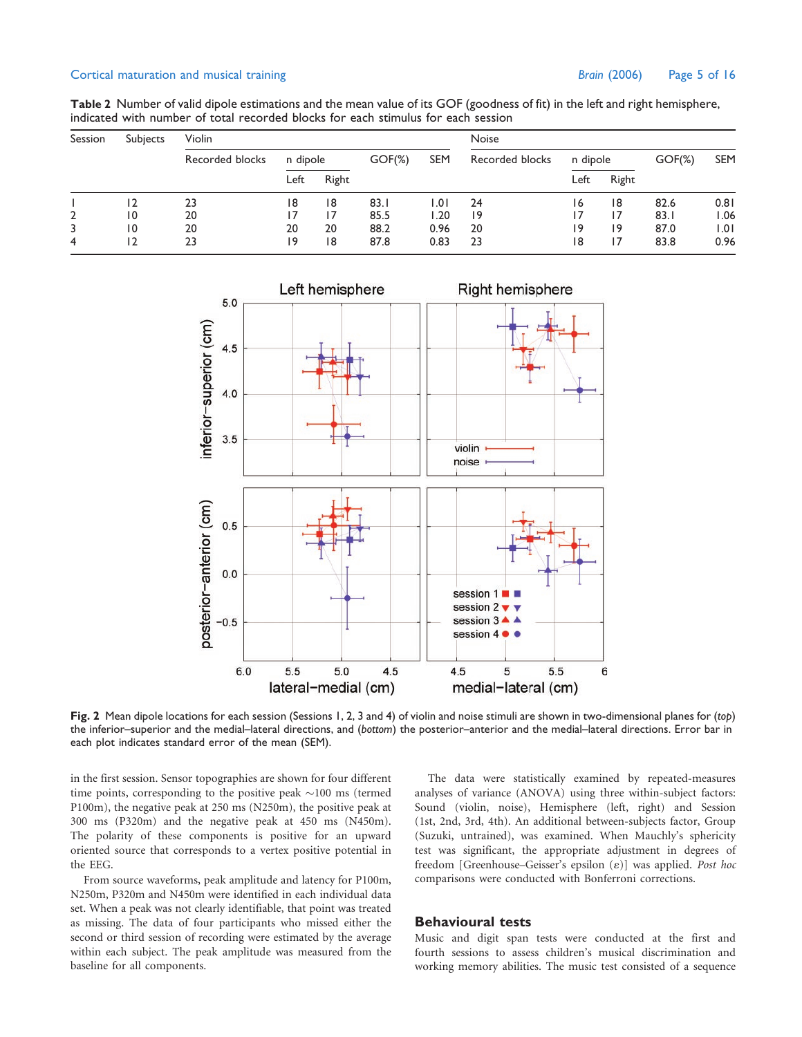**Table 2** Number of valid dipole estimations and the mean value of its GOF (goodness of fit) in the left and right hemisphere, indicated with number of total recorded blocks for each stimulus for each session

| Session | Subjects | Violin | | | | | Noise | | | | |
|---|---|---|---|---|---|---|---|---|---|---|---|
| | | Recorded blocks | n dipole | | GOF(%) | SEM | Recorded blocks | n dipole | | GOF(%) | SEM |
| | | | Left | Right | | | | Left | Right | | |
| 1 | 12 | 23 | 18 | 18 | 83.1 | 1.01 | 24 | 16 | 18 | 82.6 | 0.81 |
| 2 | 10 | 20 | 17 | 17 | 85.5 | 1.20 | 19 | 17 | 17 | 83.1 | 1.06 |
| 3 | 10 | 20 | 20 | 20 | 88.2 | 0.96 | 20 | 19 | 19 | 87.0 | 1.01 |
| 4 | 12 | 23 | 19 | 18 | 87.8 | 0.83 | 23 | 18 | 17 | 83.8 | 0.96 |

**Fig. 2** Mean dipole locations for each session (Sessions 1, 2, 3 and 4) of violin and noise stimuli are shown in two-dimensional planes for (*top*) the inferior–superior and the medial–lateral directions, and (*bottom*) the posterior–anterior and the medial–lateral directions. Error bar in each plot indicates standard error of the mean (SEM).

in the first session. Sensor topographies are shown for four different time points, corresponding to the positive peak ~100 ms (termed P100m), the negative peak at 250 ms (N250m), the positive peak at 300 ms (P320m) and the negative peak at 450 ms (N450m). The polarity of these components is positive for an upward oriented source that corresponds to a vertex positive potential in the EEG.

From source waveforms, peak amplitude and latency for P100m, N250m, P320m and N450m were identified in each individual data set. When a peak was not clearly identifiable, that point was treated as missing. The data of four participants who missed either the second or third session of recording were estimated by the average within each subject. The peak amplitude was measured from the baseline for all components.

The data were statistically examined by repeated-measures analyses of variance (ANOVA) using three within-subject factors: Sound (violin, noise), Hemisphere (left, right) and Session (1st, 2nd, 3rd, 4th). An additional between-subjects factor, Group (Suzuki, untrained), was examined. When Mauchly's sphericity test was significant, the appropriate adjustment in degrees of freedom [Greenhouse–Geisser's epsilon ($\varepsilon$)] was applied. *Post hoc* comparisons were conducted with Bonferroni corrections.

## Behavioural tests

Music and digit span tests were conducted at the first and fourth sessions to assess children's musical discrimination and working memory abilities. The music test consisted of a sequence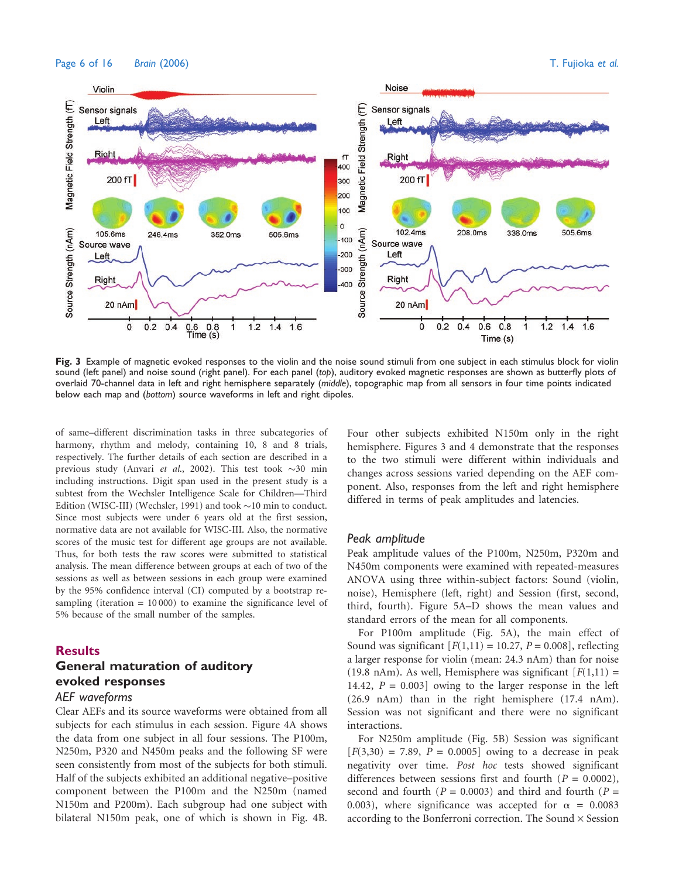Fig. 3 Example of magnetic evoked responses to the violin and the noise sound stimuli from one subject in each stimulus block for violin sound (left panel) and noise sound (right panel). For each panel (*top*), auditory evoked magnetic responses are shown as butterfly plots of overlaid 70-channel data in left and right hemisphere separately (*middle*), topographic map from all sensors in four time points indicated below each map and (*bottom*) source waveforms in left and right dipoles.

of same–different discrimination tasks in three subcategories of harmony, rhythm and melody, containing 10, 8 and 8 trials, respectively. The further details of each section are described in a previous study (Anvari *et al.*, 2002). This test took ~30 min including instructions. Digit span used in the present study is a subtest from the Wechsler Intelligence Scale for Children—Third Edition (WISC-III) (Wechsler, 1991) and took ~10 min to conduct. Since most subjects were under 6 years old at the first session, normative data are not available for WISC-III. Also, the normative scores of the music test for different age groups are not available. Thus, for both tests the raw scores were submitted to statistical analysis. The mean difference between groups at each of two of the sessions as well as between sessions in each group were examined by the 95% confidence interval (CI) computed by a bootstrap re-sampling (iteration = 10 000) to examine the significance level of 5% because of the small number of the samples.

## Results

### General maturation of auditory evoked responses

#### *AEF waveforms*

Clear AEFs and its source waveforms were obtained from all subjects for each stimulus in each session. Figure 4A shows the data from one subject in all four sessions. The P100m, N250m, P320 and N450m peaks and the following SF were seen consistently from most of the subjects for both stimuli. Half of the subjects exhibited an additional negative–positive component between the P100m and the N250m (named N150m and P200m). Each subgroup had one subject with bilateral N150m peak, one of which is shown in Fig. 4B. Four other subjects exhibited N150m only in the right hemisphere. Figures 3 and 4 demonstrate that the responses to the two stimuli were different within individuals and changes across sessions varied depending on the AEF component. Also, responses from the left and right hemisphere differed in terms of peak amplitudes and latencies.

#### *Peak amplitude*

Peak amplitude values of the P100m, N250m, P320m and N450m components were examined with repeated-measures ANOVA using three within-subject factors: Sound (violin, noise), Hemisphere (left, right) and Session (first, second, third, fourth). Figure 5A–D shows the mean values and standard errors of the mean for all components.

For P100m amplitude (Fig. 5A), the main effect of Sound was significant [$F(1,11) = 10.27$, $P = 0.008$], reflecting a larger response for violin (mean: 24.3 nAm) than for noise (19.8 nAm). As well, Hemisphere was significant [$F(1,11) = 14.42$, $P = 0.003$] owing to the larger response in the left (26.9 nAm) than in the right hemisphere (17.4 nAm). Session was not significant and there were no significant interactions.

For N250m amplitude (Fig. 5B) Session was significant [$F(3,30) = 7.89$, $P = 0.0005$] owing to a decrease in peak negativity over time. *Post hoc* tests showed significant differences between sessions first and fourth ($P = 0.0002$), second and fourth ($P = 0.0003$) and third and fourth ($P = 0.003$), where significance was accepted for $\alpha = 0.0083$ according to the Bonferroni correction. The Sound × Session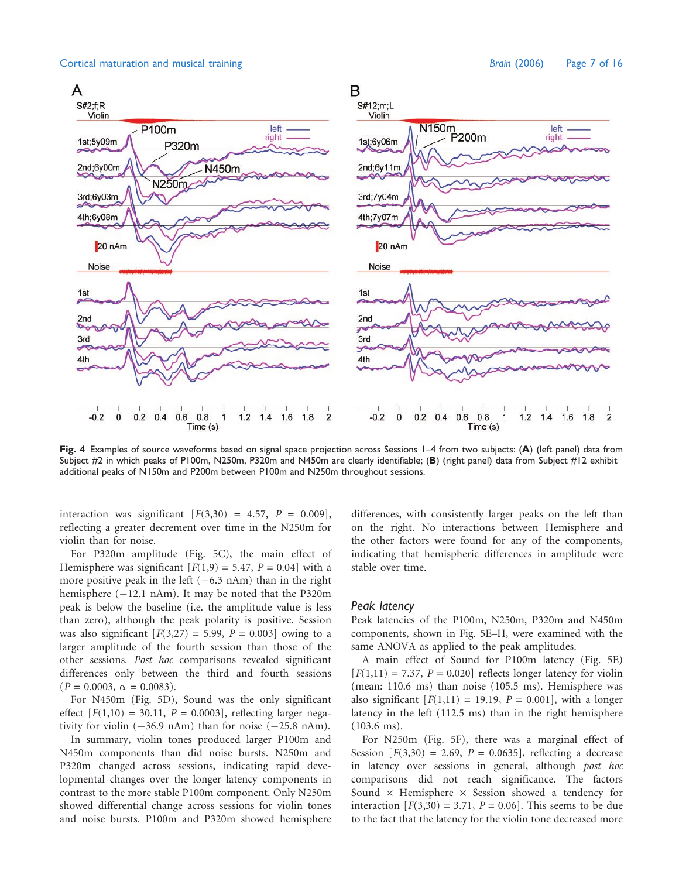Fig. 4 Examples of source waveforms based on signal space projection across Sessions 1–4 from two subjects: (**A**) (left panel) data from Subject #2 in which peaks of P100m, N250m, P320m and N450m are clearly identifiable; (**B**) (right panel) data from Subject #12 exhibit additional peaks of N150m and P200m between P100m and N250m throughout sessions.

interaction was significant [$F(3,30) = 4.57$, $P = 0.009$], reflecting a greater decrement over time in the N250m for violin than for noise.

For P320m amplitude (Fig. 5C), the main effect of Hemisphere was significant [$F(1,9) = 5.47$, $P = 0.04$] with a more positive peak in the left (−6.3 nAm) than in the right hemisphere (−12.1 nAm). It may be noted that the P320m peak is below the baseline (i.e. the amplitude value is less than zero), although the peak polarity is positive. Session was also significant [$F(3,27) = 5.99$, $P = 0.003$] owing to a larger amplitude of the fourth session than those of the other sessions. *Post hoc* comparisons revealed significant differences only between the third and fourth sessions ($P = 0.0003$, $\alpha = 0.0083$).

For N450m (Fig. 5D), Sound was the only significant effect [$F(1,10) = 30.11$, $P = 0.0003$], reflecting larger negativity for violin (−36.9 nAm) than for noise (−25.8 nAm).

In summary, violin tones produced larger P100m and N450m components than did noise bursts. N250m and P320m changed across sessions, indicating rapid developmental changes over the longer latency components in contrast to the more stable P100m component. Only N250m showed differential change across sessions for violin tones and noise bursts. P100m and P320m showed hemisphere differences, with consistently larger peaks on the left than on the right. No interactions between Hemisphere and the other factors were found for any of the components, indicating that hemispheric differences in amplitude were stable over time.

### *Peak latency*

Peak latencies of the P100m, N250m, P320m and N450m components, shown in Fig. 5E–H, were examined with the same ANOVA as applied to the peak amplitudes.

A main effect of Sound for P100m latency (Fig. 5E) [$F(1,11) = 7.37$, $P = 0.020$] reflects longer latency for violin (mean: 110.6 ms) than noise (105.5 ms). Hemisphere was also significant [$F(1,11) = 19.19$, $P = 0.001$], with a longer latency in the left (112.5 ms) than in the right hemisphere (103.6 ms).

For N250m (Fig. 5F), there was a marginal effect of Session [$F(3,30) = 2.69$, $P = 0.0635$], reflecting a decrease in latency over sessions in general, although *post hoc* comparisons did not reach significance. The factors Sound × Hemisphere × Session showed a tendency for interaction [$F(3,30) = 3.71$, $P = 0.06$]. This seems to be due to the fact that the latency for the violin tone decreased more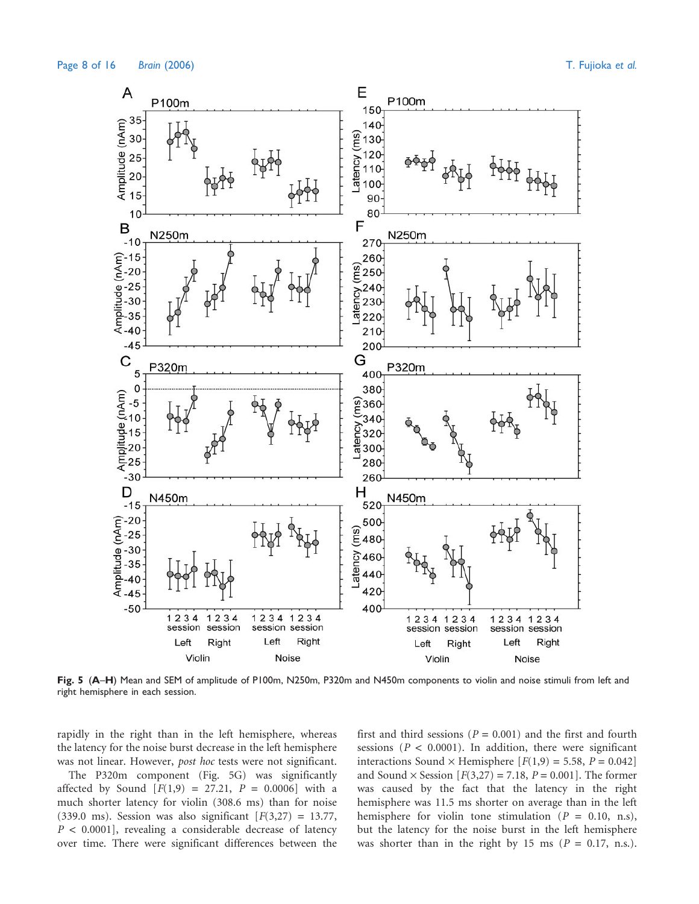**Fig. 5** (**A**–**H**) Mean and SEM of amplitude of P100m, N250m, P320m and N450m components to violin and noise stimuli from left and right hemisphere in each session.

rapidly in the right than in the left hemisphere, whereas the latency for the noise burst decrease in the left hemisphere was not linear. However, *post hoc* tests were not significant.

The P320m component (Fig. 5G) was significantly affected by Sound [$F(1,9) = 27.21$, $P = 0.0006$] with a much shorter latency for violin (308.6 ms) than for noise (339.0 ms). Session was also significant [$F(3,27) = 13.77$, $P < 0.0001$], revealing a considerable decrease of latency over time. There were significant differences between the first and third sessions ($P = 0.001$) and the first and fourth sessions ($P < 0.0001$). In addition, there were significant interactions Sound × Hemisphere [$F(1,9) = 5.58$, $P = 0.042$] and Sound × Session [$F(3,27) = 7.18$, $P = 0.001$]. The former was caused by the fact that the latency in the right hemisphere was 11.5 ms shorter on average than in the left hemisphere for violin tone stimulation ($P = 0.10$, n.s), but the latency for the noise burst in the left hemisphere was shorter than in the right by 15 ms ($P = 0.17$, n.s.).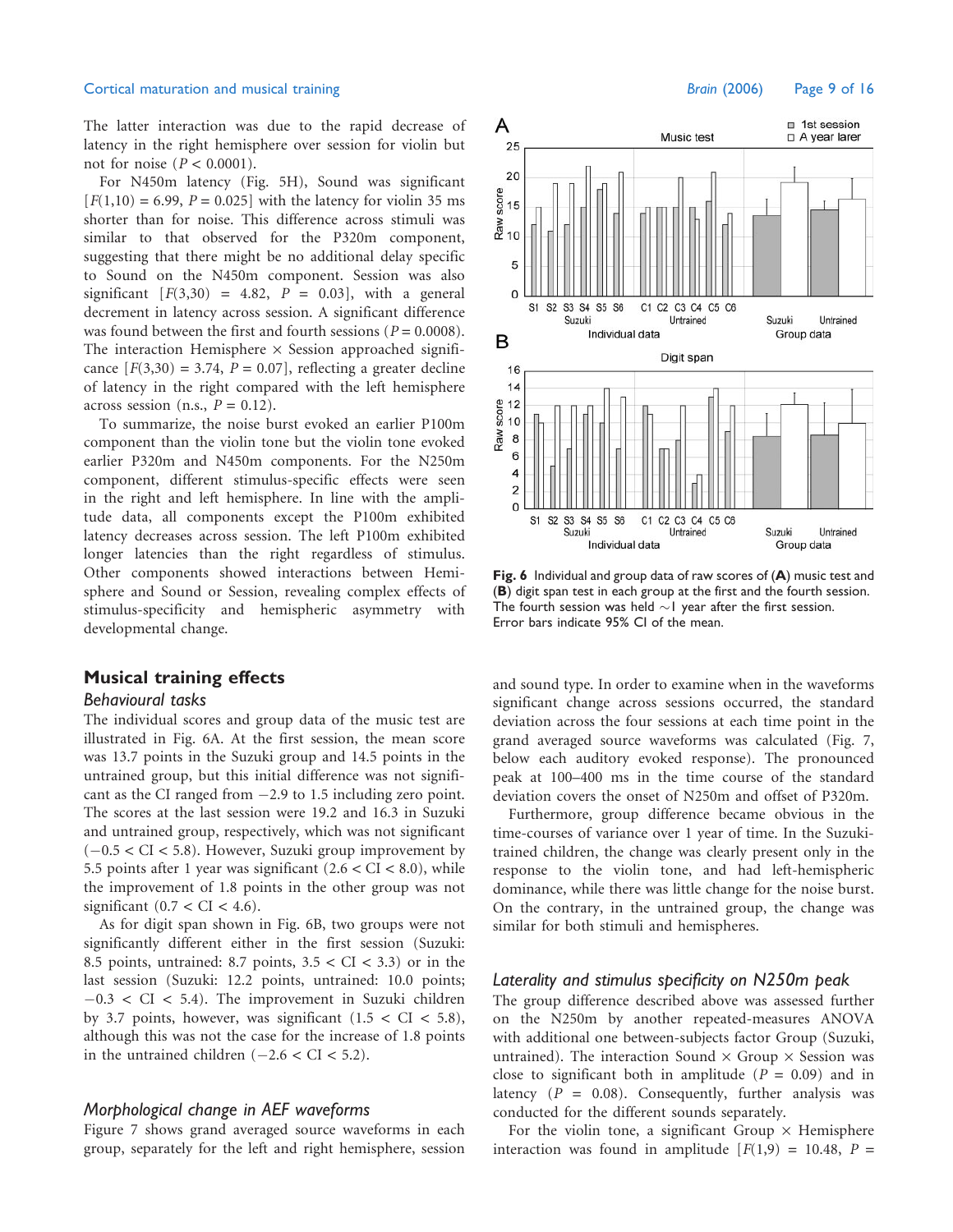The latter interaction was due to the rapid decrease of latency in the right hemisphere over session for violin but not for noise ($P < 0.0001$).

For N450m latency (Fig. 5H), Sound was significant [$F(1,10) = 6.99$, $P = 0.025$] with the latency for violin 35 ms shorter than for noise. This difference across stimuli was similar to that observed for the P320m component, suggesting that there might be no additional delay specific to Sound on the N450m component. Session was also significant [$F(3,30) = 4.82$, $P = 0.03$], with a general decrement in latency across session. A significant difference was found between the first and fourth sessions ($P = 0.0008$). The interaction Hemisphere × Session approached significance [$F(3,30) = 3.74$, $P = 0.07$], reflecting a greater decline of latency in the right compared with the left hemisphere across session (n.s., $P = 0.12$).

To summarize, the noise burst evoked an earlier P100m component than the violin tone but the violin tone evoked earlier P320m and N450m components. For the N250m component, different stimulus-specific effects were seen in the right and left hemisphere. In line with the amplitude data, all components except the P100m exhibited latency decreases across session. The left P100m exhibited longer latencies than the right regardless of stimulus. Other components showed interactions between Hemisphere and Sound or Session, revealing complex effects of stimulus-specificity and hemispheric asymmetry with developmental change.

## Musical training effects

### *Behavioural tasks*

The individual scores and group data of the music test are illustrated in Fig. 6A. At the first session, the mean score was 13.7 points in the Suzuki group and 14.5 points in the untrained group, but this initial difference was not significant as the CI ranged from −2.9 to 1.5 including zero point. The scores at the last session were 19.2 and 16.3 in Suzuki and untrained group, respectively, which was not significant ($-0.5 < \text{CI} < 5.8$). However, Suzuki group improvement by 5.5 points after 1 year was significant ($2.6 < \text{CI} < 8.0$), while the improvement of 1.8 points in the other group was not significant ($0.7 < \text{CI} < 4.6$).

As for digit span shown in Fig. 6B, two groups were not significantly different either in the first session (Suzuki: 8.5 points, untrained: 8.7 points, $3.5 < \text{CI} < 3.3$) or in the last session (Suzuki: 12.2 points, untrained: 10.0 points; $-0.3 < \text{CI} < 5.4$). The improvement in Suzuki children by 3.7 points, however, was significant ($1.5 < \text{CI} < 5.8$), although this was not the case for the increase of 1.8 points in the untrained children ($-2.6 < \text{CI} < 5.2$).

### *Morphological change in AEF waveforms*

Figure 7 shows grand averaged source waveforms in each group, separately for the left and right hemisphere, session and sound type. In order to examine when in the waveforms significant change across sessions occurred, the standard deviation across the four sessions at each time point in the grand averaged source waveforms was calculated (Fig. 7, below each auditory evoked response). The pronounced peak at 100–400 ms in the time course of the standard deviation covers the onset of N250m and offset of P320m.

Furthermore, group difference became obvious in the time-courses of variance over 1 year of time. In the Suzuki-trained children, the change was clearly present only in the response to the violin tone, and had left-hemispheric dominance, while there was little change for the noise burst. On the contrary, in the untrained group, the change was similar for both stimuli and hemispheres.

**Fig. 6** Individual and group data of raw scores of (**A**) music test and (**B**) digit span test in each group at the first and the fourth session. The fourth session was held ~1 year after the first session. Error bars indicate 95% CI of the mean.

### *Laterality and stimulus specificity on N250m peak*

The group difference described above was assessed further on the N250m by another repeated-measures ANOVA with additional one between-subjects factor Group (Suzuki, untrained). The interaction Sound × Group × Session was close to significant both in amplitude ($P = 0.09$) and in latency ($P = 0.08$). Consequently, further analysis was conducted for the different sounds separately.

For the violin tone, a significant Group × Hemisphere interaction was found in amplitude [$F(1,9) = 10.48$, $P =$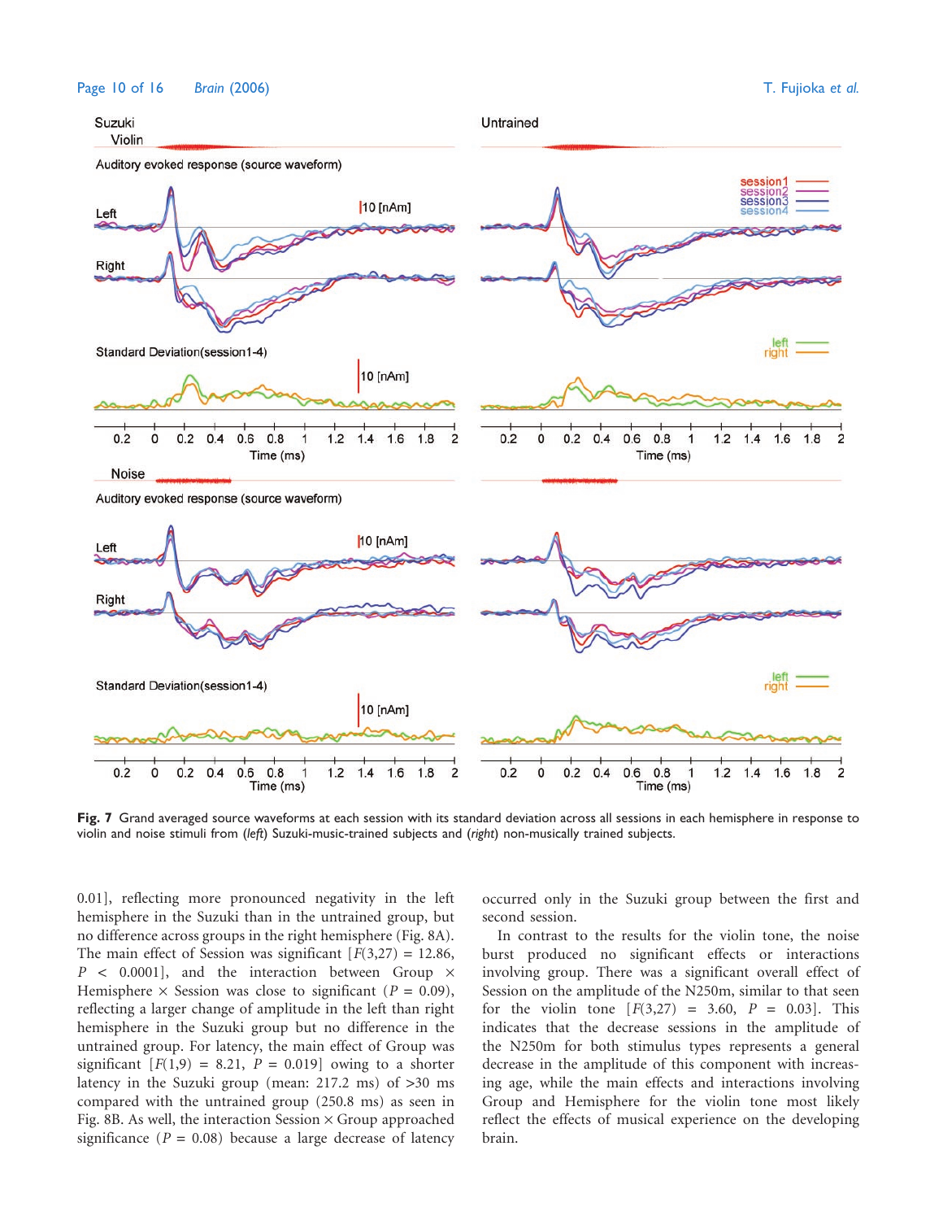**Fig. 7** Grand averaged source waveforms at each session with its standard deviation across all sessions in each hemisphere in response to violin and noise stimuli from (*left*) Suzuki-music-trained subjects and (*right*) non-musically trained subjects.

0.01], reflecting more pronounced negativity in the left hemisphere in the Suzuki than in the untrained group, but no difference across groups in the right hemisphere (Fig. 8A). The main effect of Session was significant [$F(3,27) = 12.86$, $P < 0.0001$], and the interaction between Group × Hemisphere × Session was close to significant ($P = 0.09$), reflecting a larger change of amplitude in the left than right hemisphere in the Suzuki group but no difference in the untrained group. For latency, the main effect of Group was significant [$F(1,9) = 8.21$, $P = 0.019$] owing to a shorter latency in the Suzuki group (mean: 217.2 ms) of >30 ms compared with the untrained group (250.8 ms) as seen in Fig. 8B. As well, the interaction Session × Group approached significance ($P = 0.08$) because a large decrease of latency occurred only in the Suzuki group between the first and second session.

In contrast to the results for the violin tone, the noise burst produced no significant effects or interactions involving group. There was a significant overall effect of Session on the amplitude of the N250m, similar to that seen for the violin tone [$F(3,27) = 3.60$, $P = 0.03$]. This indicates that the decrease sessions in the amplitude of the N250m for both stimulus types represents a general decrease in the amplitude of this component with increasing age, while the main effects and interactions involving Group and Hemisphere for the violin tone most likely reflect the effects of musical experience on the developing brain.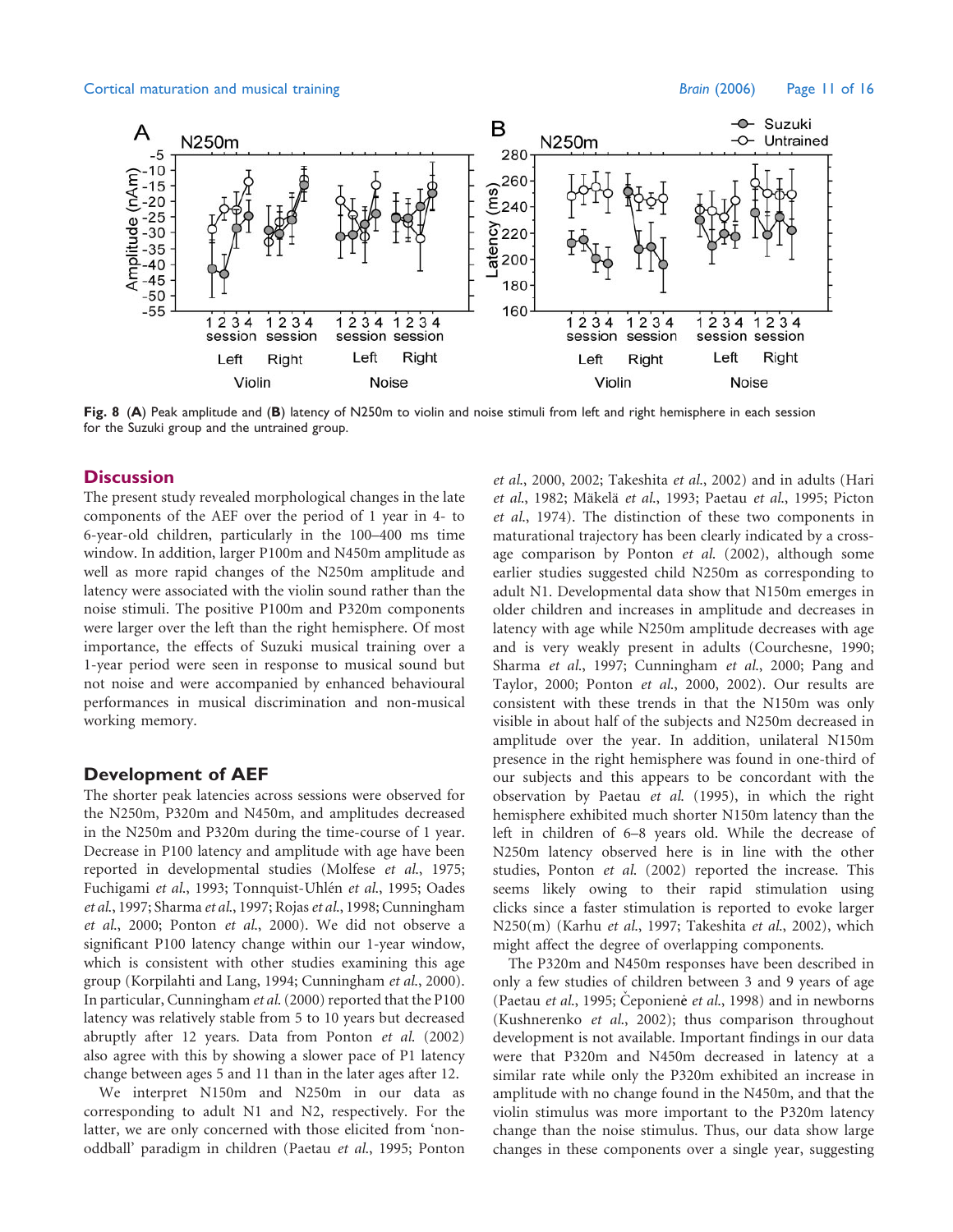Fig. 8 (**A**) Peak amplitude and (**B**) latency of N250m to violin and noise stimuli from left and right hemisphere in each session for the Suzuki group and the untrained group.

## Discussion

The present study revealed morphological changes in the late components of the AEF over the period of 1 year in 4- to 6-year-old children, particularly in the 100–400 ms time window. In addition, larger P100m and N450m amplitude as well as more rapid changes of the N250m amplitude and latency were associated with the violin sound rather than the noise stimuli. The positive P100m and P320m components were larger over the left than the right hemisphere. Of most importance, the effects of Suzuki musical training over a 1-year period were seen in response to musical sound but not noise and were accompanied by enhanced behavioural performances in musical discrimination and non-musical working memory.

### Development of AEF

The shorter peak latencies across sessions were observed for the N250m, P320m and N450m, and amplitudes decreased in the N250m and P320m during the time-course of 1 year. Decrease in P100 latency and amplitude with age have been reported in developmental studies (Molfese *et al.*, 1975; Fuchigami *et al.*, 1993; Tonnquist-Uhlén *et al.*, 1995; Oades *et al.*, 1997; Sharma *et al.*, 1997; Rojas *et al.*, 1998; Cunningham *et al.*, 2000; Ponton *et al.*, 2000). We did not observe a significant P100 latency change within our 1-year window, which is consistent with other studies examining this age group (Korpilahti and Lang, 1994; Cunningham *et al.*, 2000). In particular, Cunningham *et al.* (2000) reported that the P100 latency was relatively stable from 5 to 10 years but decreased abruptly after 12 years. Data from Ponton *et al.* (2002) also agree with this by showing a slower pace of P1 latency change between ages 5 and 11 than in the later ages after 12.

We interpret N150m and N250m in our data as corresponding to adult N1 and N2, respectively. For the latter, we are only concerned with those elicited from 'non-oddball' paradigm in children (Paetau *et al.*, 1995; Ponton *et al.*, 2000, 2002; Takeshita *et al.*, 2002) and in adults (Hari *et al.*, 1982; Mäkelä *et al.*, 1993; Paetau *et al.*, 1995; Picton *et al.*, 1974). The distinction of these two components in maturational trajectory has been clearly indicated by a cross-age comparison by Ponton *et al.* (2002), although some earlier studies suggested child N250m as corresponding to adult N1. Developmental data show that N150m emerges in older children and increases in amplitude and decreases in latency with age while N250m amplitude decreases with age and is very weakly present in adults (Courchesne, 1990; Sharma *et al.*, 1997; Cunningham *et al.*, 2000; Pang and Taylor, 2000; Ponton *et al.*, 2000, 2002). Our results are consistent with these trends in that the N150m was only visible in about half of the subjects and N250m decreased in amplitude over the year. In addition, unilateral N150m presence in the right hemisphere was found in one-third of our subjects and this appears to be concordant with the observation by Paetau *et al.* (1995), in which the right hemisphere exhibited much shorter N150m latency than the left in children of 6–8 years old. While the decrease of N250m latency observed here is in line with the other studies, Ponton *et al.* (2002) reported the increase. This seems likely owing to their rapid stimulation using clicks since a faster stimulation is reported to evoke larger N250(m) (Karhu *et al.*, 1997; Takeshita *et al.*, 2002), which might affect the degree of overlapping components.

The P320m and N450m responses have been described in only a few studies of children between 3 and 9 years of age (Paetau *et al.*, 1995; Čeponienė *et al.*, 1998) and in newborns (Kushnerenko *et al.*, 2002); thus comparison throughout development is not available. Important findings in our data were that P320m and N450m decreased in latency at a similar rate while only the P320m exhibited an increase in amplitude with no change found in the N450m, and that the violin stimulus was more important to the P320m latency change than the noise stimulus. Thus, our data show large changes in these components over a single year, suggesting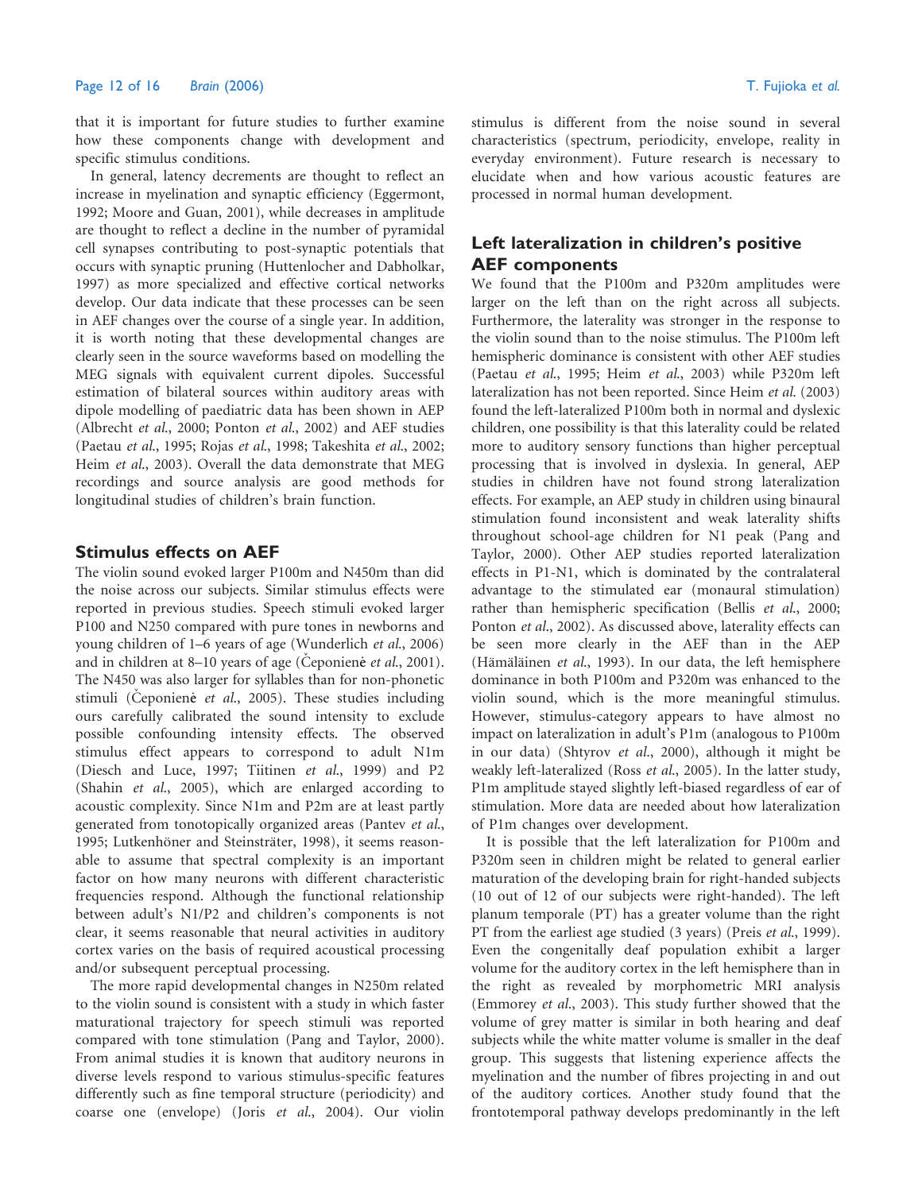that it is important for future studies to further examine how these components change with development and specific stimulus conditions.

In general, latency decrements are thought to reflect an increase in myelination and synaptic efficiency (Eggermont, 1992; Moore and Guan, 2001), while decreases in amplitude are thought to reflect a decline in the number of pyramidal cell synapses contributing to post-synaptic potentials that occurs with synaptic pruning (Huttenlocher and Dabholkar, 1997) as more specialized and effective cortical networks develop. Our data indicate that these processes can be seen in AEF changes over the course of a single year. In addition, it is worth noting that these developmental changes are clearly seen in the source waveforms based on modelling the MEG signals with equivalent current dipoles. Successful estimation of bilateral sources within auditory areas with dipole modelling of paediatric data has been shown in AEP (Albrecht *et al.*, 2000; Ponton *et al.*, 2002) and AEF studies (Paetau *et al.*, 1995; Rojas *et al.*, 1998; Takeshita *et al.*, 2002; Heim *et al.*, 2003). Overall the data demonstrate that MEG recordings and source analysis are good methods for longitudinal studies of children's brain function.

## Stimulus effects on AEF

The violin sound evoked larger P100m and N450m than did the noise across our subjects. Similar stimulus effects were reported in previous studies. Speech stimuli evoked larger P100 and N250 compared with pure tones in newborns and young children of 1–6 years of age (Wunderlich *et al.*, 2006) and in children at 8–10 years of age (Čeponienė *et al.*, 2001). The N450 was also larger for syllables than for non-phonetic stimuli (Čeponienė *et al.*, 2005). These studies including ours carefully calibrated the sound intensity to exclude possible confounding intensity effects. The observed stimulus effect appears to correspond to adult N1m (Diesch and Luce, 1997; Tiitinen *et al.*, 1999) and P2 (Shahin *et al.*, 2005), which are enlarged according to acoustic complexity. Since N1m and P2m are at least partly generated from tonotopically organized areas (Pantev *et al.*, 1995; Lutkenhöner and Steinsträter, 1998), it seems reasonable to assume that spectral complexity is an important factor on how many neurons with different characteristic frequencies respond. Although the functional relationship between adult's N1/P2 and children's components is not clear, it seems reasonable that neural activities in auditory cortex varies on the basis of required acoustical processing and/or subsequent perceptual processing.

The more rapid developmental changes in N250m related to the violin sound is consistent with a study in which faster maturational trajectory for speech stimuli was reported compared with tone stimulation (Pang and Taylor, 2000). From animal studies it is known that auditory neurons in diverse levels respond to various stimulus-specific features differently such as fine temporal structure (periodicity) and coarse one (envelope) (Joris *et al.*, 2004). Our violin stimulus is different from the noise sound in several characteristics (spectrum, periodicity, envelope, reality in everyday environment). Future research is necessary to elucidate when and how various acoustic features are processed in normal human development.

## Left lateralization in children's positive AEF components

We found that the P100m and P320m amplitudes were larger on the left than on the right across all subjects. Furthermore, the laterality was stronger in the response to the violin sound than to the noise stimulus. The P100m left hemispheric dominance is consistent with other AEF studies (Paetau *et al.*, 1995; Heim *et al.*, 2003) while P320m left lateralization has not been reported. Since Heim *et al.* (2003) found the left-lateralized P100m both in normal and dyslexic children, one possibility is that this laterality could be related more to auditory sensory functions than higher perceptual processing that is involved in dyslexia. In general, AEP studies in children have not found strong lateralization effects. For example, an AEP study in children using binaural stimulation found inconsistent and weak laterality shifts throughout school-age children for N1 peak (Pang and Taylor, 2000). Other AEP studies reported lateralization effects in P1-N1, which is dominated by the contralateral advantage to the stimulated ear (monaural stimulation) rather than hemispheric specification (Bellis *et al.*, 2000; Ponton *et al.*, 2002). As discussed above, laterality effects can be seen more clearly in the AEF than in the AEP (Hämäläinen *et al.*, 1993). In our data, the left hemisphere dominance in both P100m and P320m was enhanced to the violin sound, which is the more meaningful stimulus. However, stimulus-category appears to have almost no impact on lateralization in adult's P1m (analogous to P100m in our data) (Shtyrov *et al.*, 2000), although it might be weakly left-lateralized (Ross *et al.*, 2005). In the latter study, P1m amplitude stayed slightly left-biased regardless of ear of stimulation. More data are needed about how lateralization of P1m changes over development.

It is possible that the left lateralization for P100m and P320m seen in children might be related to general earlier maturation of the developing brain for right-handed subjects (10 out of 12 of our subjects were right-handed). The left planum temporale (PT) has a greater volume than the right PT from the earliest age studied (3 years) (Preis *et al.*, 1999). Even the congenitally deaf population exhibit a larger volume for the auditory cortex in the left hemisphere than in the right as revealed by morphometric MRI analysis (Emmorey *et al.*, 2003). This study further showed that the volume of grey matter is similar in both hearing and deaf subjects while the white matter volume is smaller in the deaf group. This suggests that listening experience affects the myelination and the number of fibres projecting in and out of the auditory cortices. Another study found that the frontotemporal pathway develops predominantly in the left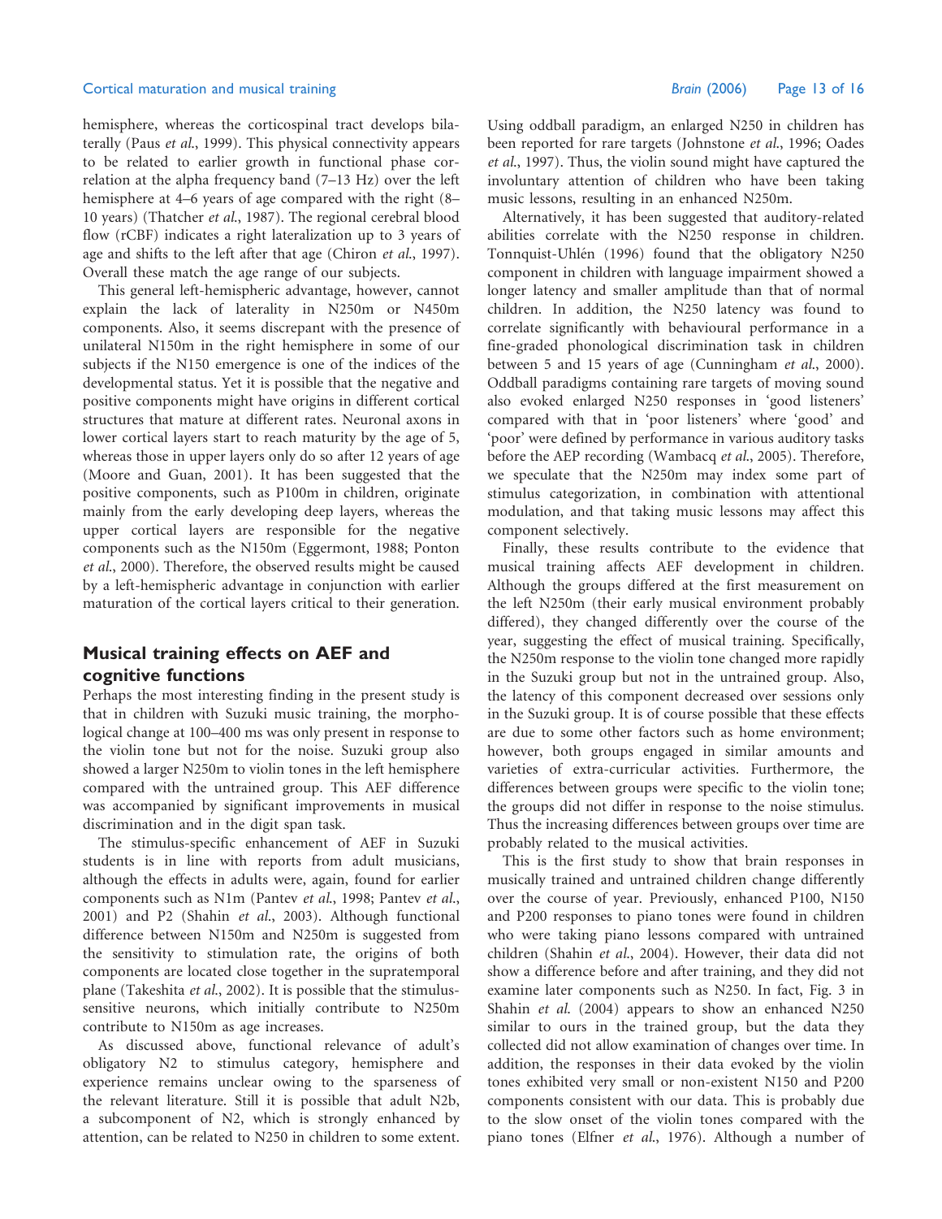hemisphere, whereas the corticospinal tract develops bilaterally (Paus *et al.*, 1999). This physical connectivity appears to be related to earlier growth in functional phase correlation at the alpha frequency band (7–13 Hz) over the left hemisphere at 4–6 years of age compared with the right (8–10 years) (Thatcher *et al.*, 1987). The regional cerebral blood flow (rCBF) indicates a right lateralization up to 3 years of age and shifts to the left after that age (Chiron *et al.*, 1997). Overall these match the age range of our subjects.

This general left-hemispheric advantage, however, cannot explain the lack of laterality in N250m or N450m components. Also, it seems discrepant with the presence of unilateral N150m in the right hemisphere in some of our subjects if the N150 emergence is one of the indices of the developmental status. Yet it is possible that the negative and positive components might have origins in different cortical structures that mature at different rates. Neuronal axons in lower cortical layers start to reach maturity by the age of 5, whereas those in upper layers only do so after 12 years of age (Moore and Guan, 2001). It has been suggested that the positive components, such as P100m in children, originate mainly from the early developing deep layers, whereas the upper cortical layers are responsible for the negative components such as the N150m (Eggermont, 1988; Ponton *et al.*, 2000). Therefore, the observed results might be caused by a left-hemispheric advantage in conjunction with earlier maturation of the cortical layers critical to their generation.

## Musical training effects on AEF and cognitive functions

Perhaps the most interesting finding in the present study is that in children with Suzuki music training, the morphological change at 100–400 ms was only present in response to the violin tone but not for the noise. Suzuki group also showed a larger N250m to violin tones in the left hemisphere compared with the untrained group. This AEF difference was accompanied by significant improvements in musical discrimination and in the digit span task.

The stimulus-specific enhancement of AEF in Suzuki students is in line with reports from adult musicians, although the effects in adults were, again, found for earlier components such as N1m (Pantev *et al.*, 1998; Pantev *et al.*, 2001) and P2 (Shahin *et al.*, 2003). Although functional difference between N150m and N250m is suggested from the sensitivity to stimulation rate, the origins of both components are located close together in the supratemporal plane (Takeshita *et al.*, 2002). It is possible that the stimulus-sensitive neurons, which initially contribute to N250m contribute to N150m as age increases.

As discussed above, functional relevance of adult's obligatory N2 to stimulus category, hemisphere and experience remains unclear owing to the sparseness of the relevant literature. Still it is possible that adult N2b, a subcomponent of N2, which is strongly enhanced by attention, can be related to N250 in children to some extent. Using oddball paradigm, an enlarged N250 in children has been reported for rare targets (Johnstone *et al.*, 1996; Oades *et al.*, 1997). Thus, the violin sound might have captured the involuntary attention of children who have been taking music lessons, resulting in an enhanced N250m.

Alternatively, it has been suggested that auditory-related abilities correlate with the N250 response in children. Tonnquist-Uhlén (1996) found that the obligatory N250 component in children with language impairment showed a longer latency and smaller amplitude than that of normal children. In addition, the N250 latency was found to correlate significantly with behavioural performance in a fine-graded phonological discrimination task in children between 5 and 15 years of age (Cunningham *et al.*, 2000). Oddball paradigms containing rare targets of moving sound also evoked enlarged N250 responses in 'good listeners' compared with that in 'poor listeners' where 'good' and 'poor' were defined by performance in various auditory tasks before the AEP recording (Wambacq *et al.*, 2005). Therefore, we speculate that the N250m may index some part of stimulus categorization, in combination with attentional modulation, and that taking music lessons may affect this component selectively.

Finally, these results contribute to the evidence that musical training affects AEF development in children. Although the groups differed at the first measurement on the left N250m (their early musical environment probably differed), they changed differently over the course of the year, suggesting the effect of musical training. Specifically, the N250m response to the violin tone changed more rapidly in the Suzuki group but not in the untrained group. Also, the latency of this component decreased over sessions only in the Suzuki group. It is of course possible that these effects are due to some other factors such as home environment; however, both groups engaged in similar amounts and varieties of extra-curricular activities. Furthermore, the differences between groups were specific to the violin tone; the groups did not differ in response to the noise stimulus. Thus the increasing differences between groups over time are probably related to the musical activities.

This is the first study to show that brain responses in musically trained and untrained children change differently over the course of year. Previously, enhanced P100, N150 and P200 responses to piano tones were found in children who were taking piano lessons compared with untrained children (Shahin *et al.*, 2004). However, their data did not show a difference before and after training, and they did not examine later components such as N250. In fact, Fig. 3 in Shahin *et al.* (2004) appears to show an enhanced N250 similar to ours in the trained group, but the data they collected did not allow examination of changes over time. In addition, the responses in their data evoked by the violin tones exhibited very small or non-existent N150 and P200 components consistent with our data. This is probably due to the slow onset of the violin tones compared with the piano tones (Elfner *et al.*, 1976). Although a number of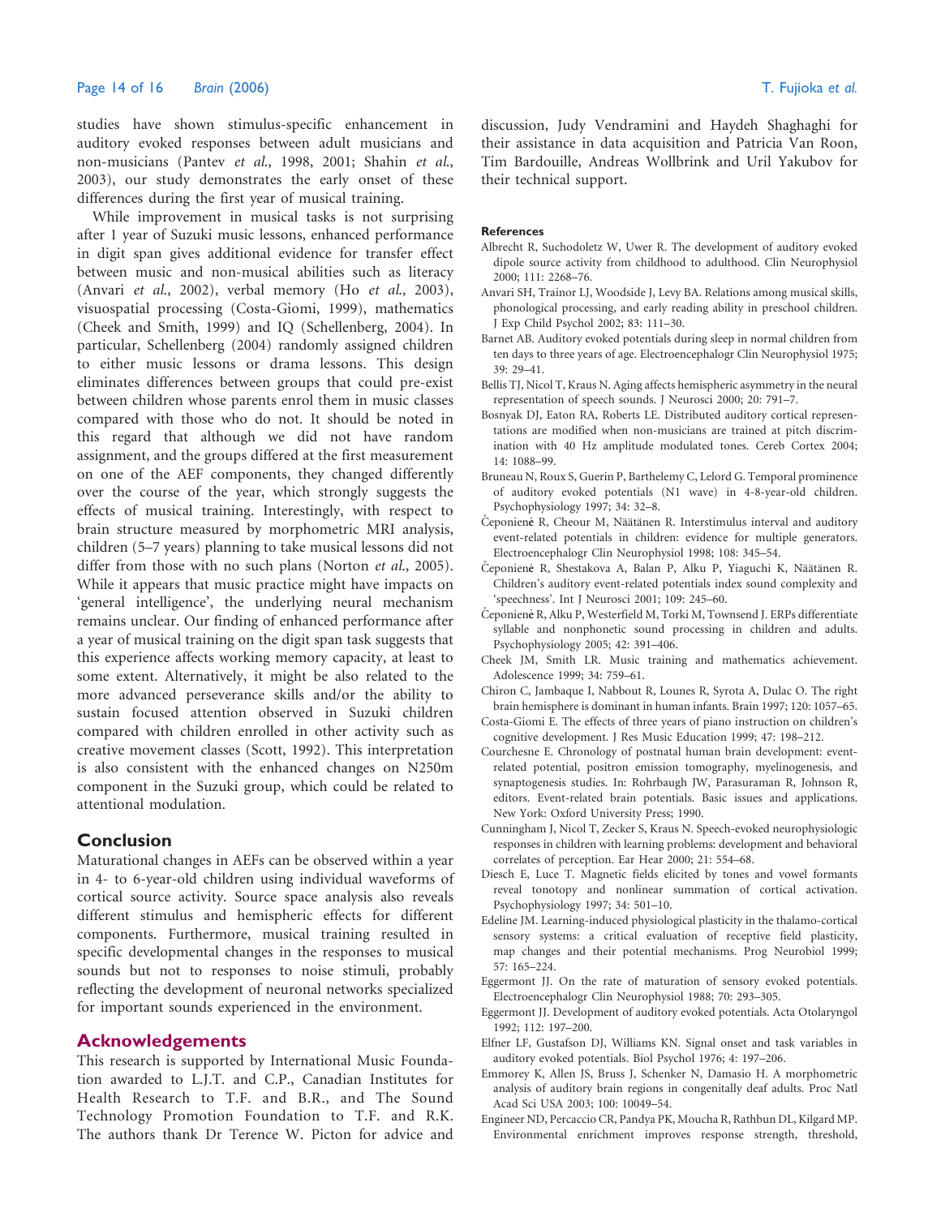studies have shown stimulus-specific enhancement in auditory evoked responses between adult musicians and non-musicians (Pantev *et al.*, 1998, 2001; Shahin *et al.*, 2003), our study demonstrates the early onset of these differences during the first year of musical training.

While improvement in musical tasks is not surprising after 1 year of Suzuki music lessons, enhanced performance in digit span gives additional evidence for transfer effect between music and non-musical abilities such as literacy (Anvari *et al.*, 2002), verbal memory (Ho *et al.*, 2003), visuospatial processing (Costa-Giomi, 1999), mathematics (Cheek and Smith, 1999) and IQ (Schellenberg, 2004). In particular, Schellenberg (2004) randomly assigned children to either music lessons or drama lessons. This design eliminates differences between groups that could pre-exist between children whose parents enrol them in music classes compared with those who do not. It should be noted in this regard that although we did not have random assignment, and the groups differed at the first measurement on one of the AEF components, they changed differently over the course of the year, which strongly suggests the effects of musical training. Interestingly, with respect to brain structure measured by morphometric MRI analysis, children (5–7 years) planning to take musical lessons did not differ from those with no such plans (Norton *et al.*, 2005). While it appears that music practice might have impacts on 'general intelligence', the underlying neural mechanism remains unclear. Our finding of enhanced performance after a year of musical training on the digit span task suggests that this experience affects working memory capacity, at least to some extent. Alternatively, it might be also related to the more advanced perseverance skills and/or the ability to sustain focused attention observed in Suzuki children compared with children enrolled in other activity such as creative movement classes (Scott, 1992). This interpretation is also consistent with the enhanced changes on N250m component in the Suzuki group, which could be related to attentional modulation.

## Conclusion

Maturational changes in AEFs can be observed within a year in 4- to 6-year-old children using individual waveforms of cortical source activity. Source space analysis also reveals different stimulus and hemispheric effects for different components. Furthermore, musical training resulted in specific developmental changes in the responses to musical sounds but not to responses to noise stimuli, probably reflecting the development of neuronal networks specialized for important sounds experienced in the environment.

## Acknowledgements

This research is supported by International Music Foundation awarded to L.J.T. and C.P., Canadian Institutes for Health Research to T.F. and B.R., and The Sound Technology Promotion Foundation to T.F. and R.K. The authors thank Dr Terence W. Picton for advice and discussion, Judy Vendramini and Haydeh Shaghaghi for their assistance in data acquisition and Patricia Van Roon, Tim Bardouille, Andreas Wollbrink and Uril Yakubov for their technical support.

### References

Albrecht R, Suchodoletz W, Uwer R. The development of auditory evoked dipole source activity from childhood to adulthood. Clin Neurophysiol 2000; 111: 2268–76.

Anvari SH, Trainor LJ, Woodside J, Levy BA. Relations among musical skills, phonological processing, and early reading ability in preschool children. J Exp Child Psychol 2002; 83: 111–30.

Barnet AB. Auditory evoked potentials during sleep in normal children from ten days to three years of age. Electroencephalogr Clin Neurophysiol 1975; 39: 29–41.

Bellis TJ, Nicol T, Kraus N. Aging affects hemispheric asymmetry in the neural representation of speech sounds. J Neurosci 2000; 20: 791–7.

Bosnyak DJ, Eaton RA, Roberts LE. Distributed auditory cortical representations are modified when non-musicians are trained at pitch discrimination with 40 Hz amplitude modulated tones. Cereb Cortex 2004; 14: 1088–99.

Bruneau N, Roux S, Guerin P, Barthelemy C, Lelord G. Temporal prominence of auditory evoked potentials (N1 wave) in 4-8-year-old children. Psychophysiology 1997; 34: 32–8.

Čeponienė R, Cheour M, Näätänen R. Interstimulus interval and auditory event-related potentials in children: evidence for multiple generators. Electroencephalogr Clin Neurophysiol 1998; 108: 345–54.

Čeponienė R, Shestakova A, Balan P, Alku P, Yiaguchi K, Näätänen R. Children's auditory event-related potentials index sound complexity and 'speechness'. Int J Neurosci 2001; 109: 245–60.

Čeponienė R, Alku P, Westerfield M, Torki M, Townsend J. ERPs differentiate syllable and nonphonetic sound processing in children and adults. Psychophysiology 2005; 42: 391–406.

Cheek JM, Smith LR. Music training and mathematics achievement. Adolescence 1999; 34: 759–61.

Chiron C, Jambaque I, Nabbout R, Lounes R, Syrota A, Dulac O. The right brain hemisphere is dominant in human infants. Brain 1997; 120: 1057–65.

Costa-Giomi E. The effects of three years of piano instruction on children's cognitive development. J Res Music Education 1999; 47: 198–212.

Courchesne E. Chronology of postnatal human brain development: event-related potential, positron emission tomography, myelinogenesis, and synaptogenesis studies. In: Rohrbaugh JW, Parasuraman R, Johnson R, editors. Event-related brain potentials. Basic issues and applications. New York: Oxford University Press; 1990.

Cunningham J, Nicol T, Zecker S, Kraus N. Speech-evoked neurophysiologic responses in children with learning problems: development and behavioral correlates of perception. Ear Hear 2000; 21: 554–68.

Diesch E, Luce T. Magnetic fields elicited by tones and vowel formants reveal tonotopy and nonlinear summation of cortical activation. Psychophysiology 1997; 34: 501–10.

Edeline JM. Learning-induced physiological plasticity in the thalamo-cortical sensory systems: a critical evaluation of receptive field plasticity, map changes and their potential mechanisms. Prog Neurobiol 1999; 57: 165–224.

Eggermont JJ. On the rate of maturation of sensory evoked potentials. Electroencephalogr Clin Neurophysiol 1988; 70: 293–305.

Eggermont JJ. Development of auditory evoked potentials. Acta Otolaryngol 1992; 112: 197–200.

Elfner LF, Gustafson DJ, Williams KN. Signal onset and task variables in auditory evoked potentials. Biol Psychol 1976; 4: 197–206.

Emmorey K, Allen JS, Bruss J, Schenker N, Damasio H. A morphometric analysis of auditory brain regions in congenitally deaf adults. Proc Natl Acad Sci USA 2003; 100: 10049–54.

Engineer ND, Percaccio CR, Pandya PK, Moucha R, Rathbun DL, Kilgard MP. Environmental enrichment improves response strength, threshold,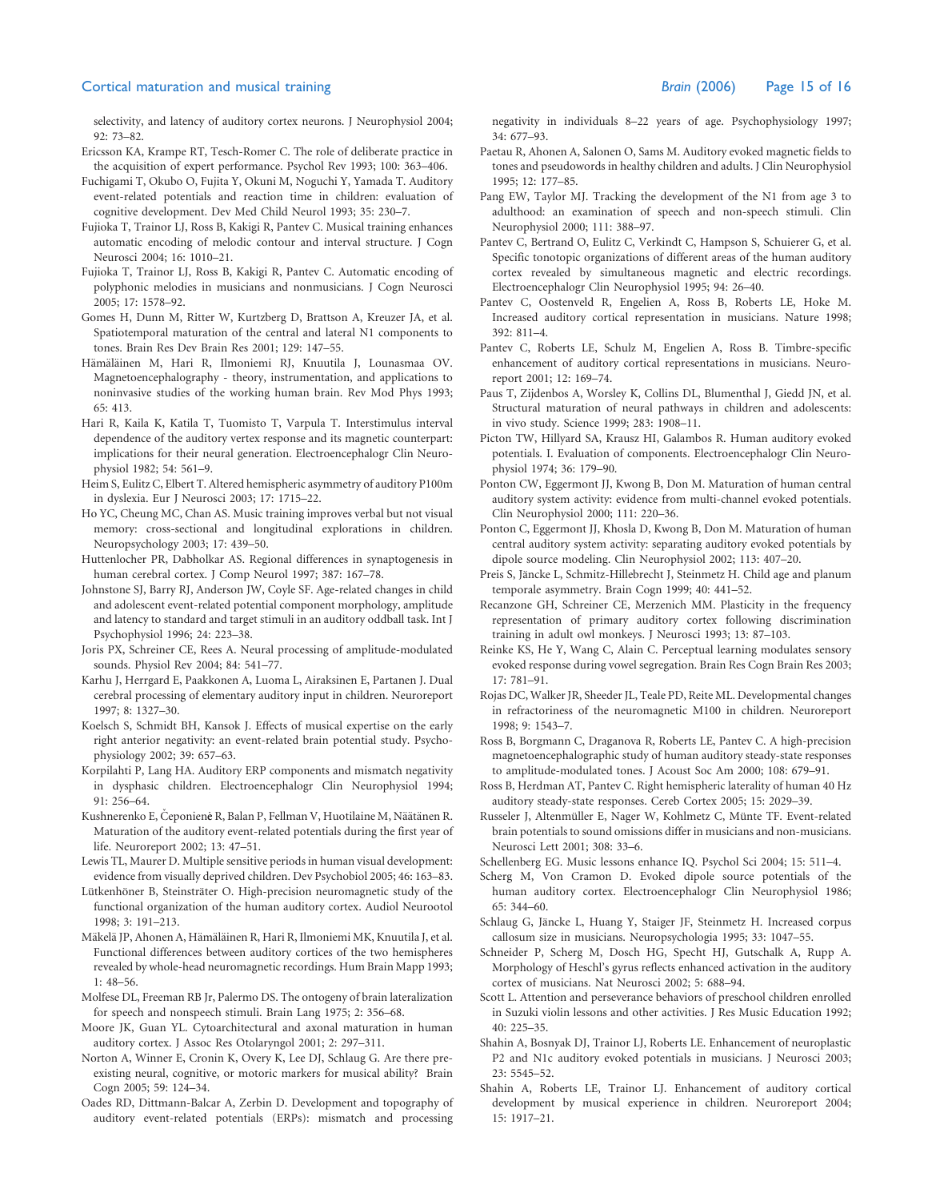selectivity, and latency of auditory cortex neurons. J Neurophysiol 2004; 92: 73–82.

Ericsson KA, Krampe RT, Tesch-Romer C. The role of deliberate practice in the acquisition of expert performance. Psychol Rev 1993; 100: 363–406.

Fuchigami T, Okubo O, Fujita Y, Okuni M, Noguchi Y, Yamada T. Auditory event-related potentials and reaction time in children: evaluation of cognitive development. Dev Med Child Neurol 1993; 35: 230–7.

Fujioka T, Trainor LJ, Ross B, Kakigi R, Pantev C. Musical training enhances automatic encoding of melodic contour and interval structure. J Cogn Neurosci 2004; 16: 1010–21.

Fujioka T, Trainor LJ, Ross B, Kakigi R, Pantev C. Automatic encoding of polyphonic melodies in musicians and nonmusicians. J Cogn Neurosci 2005; 17: 1578–92.

Gomes H, Dunn M, Ritter W, Kurtzberg D, Brattson A, Kreuzer JA, et al. Spatiotemporal maturation of the central and lateral N1 components to tones. Brain Res Dev Brain Res 2001; 129: 147–55.

Hämäläinen M, Hari R, Ilmoniemi RJ, Knuutila J, Lounasmaa OV. Magnetoencephalography - theory, instrumentation, and applications to noninvasive studies of the working human brain. Rev Mod Phys 1993; 65: 413.

Hari R, Kaila K, Katila T, Tuomisto T, Varpula T. Interstimulus interval dependence of the auditory vertex response and its magnetic counterpart: implications for their neural generation. Electroencephalogr Clin Neurophysiol 1982; 54: 561–9.

Heim S, Eulitz C, Elbert T. Altered hemispheric asymmetry of auditory P100m in dyslexia. Eur J Neurosci 2003; 17: 1715–22.

Ho YC, Cheung MC, Chan AS. Music training improves verbal but not visual memory: cross-sectional and longitudinal explorations in children. Neuropsychology 2003; 17: 439–50.

Huttenlocher PR, Dabholkar AS. Regional differences in synaptogenesis in human cerebral cortex. J Comp Neurol 1997; 387: 167–78.

Johnstone SJ, Barry RJ, Anderson JW, Coyle SF. Age-related changes in child and adolescent event-related potential component morphology, amplitude and latency to standard and target stimuli in an auditory oddball task. Int J Psychophysiol 1996; 24: 223–38.

Joris PX, Schreiner CE, Rees A. Neural processing of amplitude-modulated sounds. Physiol Rev 2004; 84: 541–77.

Karhu J, Herrgard E, Paakkonen A, Luoma L, Airaksinen E, Partanen J. Dual cerebral processing of elementary auditory input in children. Neuroreport 1997; 8: 1327–30.

Koelsch S, Schmidt BH, Kansok J. Effects of musical expertise on the early right anterior negativity: an event-related brain potential study. Psychophysiology 2002; 39: 657–63.

Korpilahti P, Lang HA. Auditory ERP components and mismatch negativity in dysphasic children. Electroencephalogr Clin Neurophysiol 1994; 91: 256–64.

Kushnerenko E, Čeponienė R, Balan P, Fellman V, Huotilaine M, Näätänen R. Maturation of the auditory event-related potentials during the first year of life. Neuroreport 2002; 13: 47–51.

Lewis TL, Maurer D. Multiple sensitive periods in human visual development: evidence from visually deprived children. Dev Psychobiol 2005; 46: 163–83.

Lütkenhöner B, Steinsträter O. High-precision neuromagnetic study of the functional organization of the human auditory cortex. Audiol Neurootol 1998; 3: 191–213.

Mäkelä JP, Ahonen A, Hämäläinen R, Hari R, Ilmoniemi MK, Knuutila J, et al. Functional differences between auditory cortices of the two hemispheres revealed by whole-head neuromagnetic recordings. Hum Brain Mapp 1993; 1: 48–56.

Molfese DL, Freeman RB Jr, Palermo DS. The ontogeny of brain lateralization for speech and nonspeech stimuli. Brain Lang 1975; 2: 356–68.

Moore JK, Guan YL. Cytoarchitectural and axonal maturation in human auditory cortex. J Assoc Res Otolaryngol 2001; 2: 297–311.

Norton A, Winner E, Cronin K, Overy K, Lee DJ, Schlaug G. Are there pre-existing neural, cognitive, or motoric markers for musical ability? Brain Cogn 2005; 59: 124–34.

Oades RD, Dittmann-Balcar A, Zerbin D. Development and topography of auditory event-related potentials (ERPs): mismatch and processing negativity in individuals 8–22 years of age. Psychophysiology 1997; 34: 677–93.

Paetau R, Ahonen A, Salonen O, Sams M. Auditory evoked magnetic fields to tones and pseudowords in healthy children and adults. J Clin Neurophysiol 1995; 12: 177–85.

Pang EW, Taylor MJ. Tracking the development of the N1 from age 3 to adulthood: an examination of speech and non-speech stimuli. Clin Neurophysiol 2000; 111: 388–97.

Pantev C, Bertrand O, Eulitz C, Verkindt C, Hampson S, Schuierer G, et al. Specific tonotopic organizations of different areas of the human auditory cortex revealed by simultaneous magnetic and electric recordings. Electroencephalogr Clin Neurophysiol 1995; 94: 26–40.

Pantev C, Oostenveld R, Engelien A, Ross B, Roberts LE, Hoke M. Increased auditory cortical representation in musicians. Nature 1998; 392: 811–4.

Pantev C, Roberts LE, Schulz M, Engelien A, Ross B. Timbre-specific enhancement of auditory cortical representations in musicians. Neuroreport 2001; 12: 169–74.

Paus T, Zijdenbos A, Worsley K, Collins DL, Blumenthal J, Giedd JN, et al. Structural maturation of neural pathways in children and adolescents: in vivo study. Science 1999; 283: 1908–11.

Picton TW, Hillyard SA, Krausz HI, Galambos R. Human auditory evoked potentials. I. Evaluation of components. Electroencephalogr Clin Neurophysiol 1974; 36: 179–90.

Ponton CW, Eggermont JJ, Kwong B, Don M. Maturation of human central auditory system activity: evidence from multi-channel evoked potentials. Clin Neurophysiol 2000; 111: 220–36.

Ponton C, Eggermont JJ, Khosla D, Kwong B, Don M. Maturation of human central auditory system activity: separating auditory evoked potentials by dipole source modeling. Clin Neurophysiol 2002; 113: 407–20.

Preis S, Jäncke L, Schmitz-Hillebrecht J, Steinmetz H. Child age and planum temporale asymmetry. Brain Cogn 1999; 40: 441–52.

Recanzone GH, Schreiner CE, Merzenich MM. Plasticity in the frequency representation of primary auditory cortex following discrimination training in adult owl monkeys. J Neurosci 1993; 13: 87–103.

Reinke KS, He Y, Wang C, Alain C. Perceptual learning modulates sensory evoked response during vowel segregation. Brain Res Cogn Brain Res 2003; 17: 781–91.

Rojas DC, Walker JR, Sheeder JL, Teale PD, Reite ML. Developmental changes in refractoriness of the neuromagnetic M100 in children. Neuroreport 1998; 9: 1543–7.

Ross B, Borgmann C, Draganova R, Roberts LE, Pantev C. A high-precision magnetoencephalographic study of human auditory steady-state responses to amplitude-modulated tones. J Acoust Soc Am 2000; 108: 679–91.

Ross B, Herdman AT, Pantev C. Right hemispheric laterality of human 40 Hz auditory steady-state responses. Cereb Cortex 2005; 15: 2029–39.

Russeler J, Altenmüller E, Nager W, Kohlmetz C, Münte TF. Event-related brain potentials to sound omissions differ in musicians and non-musicians. Neurosci Lett 2001; 308: 33–6.

Schellenberg EG. Music lessons enhance IQ. Psychol Sci 2004; 15: 511–4.

Scherg M, Von Cramon D. Evoked dipole source potentials of the human auditory cortex. Electroencephalogr Clin Neurophysiol 1986; 65: 344–60.

Schlaug G, Jäncke L, Huang Y, Staiger JF, Steinmetz H. Increased corpus callosum size in musicians. Neuropsychologia 1995; 33: 1047–55.

Schneider P, Scherg M, Dosch HG, Specht HJ, Gutschalk A, Rupp A. Morphology of Heschl's gyrus reflects enhanced activation in the auditory cortex of musicians. Nat Neurosci 2002; 5: 688–94.

Scott L. Attention and perseverance behaviors of preschool children enrolled in Suzuki violin lessons and other activities. J Res Music Education 1992; 40: 225–35.

Shahin A, Bosnyak DJ, Trainor LJ, Roberts LE. Enhancement of neuroplastic P2 and N1c auditory evoked potentials in musicians. J Neurosci 2003; 23: 5545–52.

Shahin A, Roberts LE, Trainor LJ. Enhancement of auditory cortical development by musical experience in children. Neuroreport 2004; 15: 1917–21.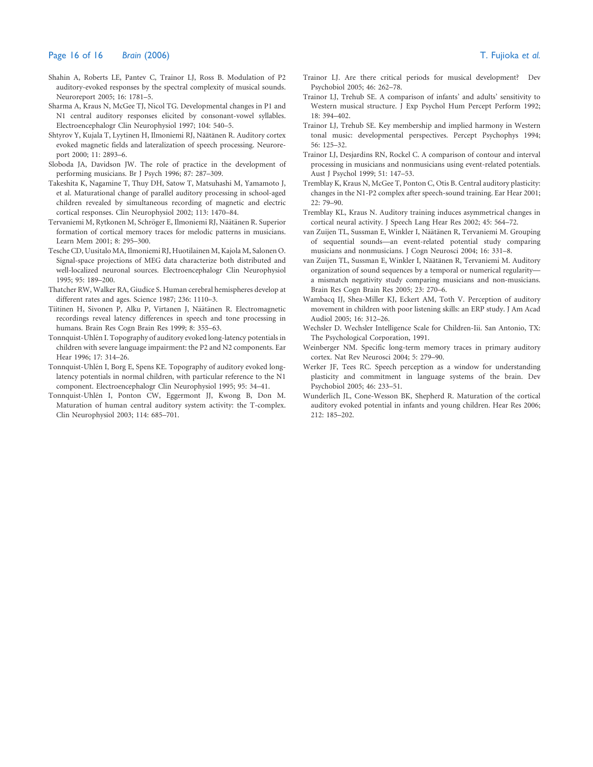Shahin A, Roberts LE, Pantev C, Trainor LJ, Ross B. Modulation of P2 auditory-evoked responses by the spectral complexity of musical sounds. Neuroreport 2005; 16: 1781–5.

Sharma A, Kraus N, McGee TJ, Nicol TG. Developmental changes in P1 and N1 central auditory responses elicited by consonant-vowel syllables. Electroencephalogr Clin Neurophysiol 1997; 104: 540–5.

Shtyrov Y, Kujala T, Lyytinen H, Ilmoniemi RJ, Näätänen R. Auditory cortex evoked magnetic fields and lateralization of speech processing. Neuroreport 2000; 11: 2893–6.

Sloboda JA, Davidson JW. The role of practice in the development of performing musicians. Br J Psych 1996; 87: 287–309.

Takeshita K, Nagamine T, Thuy DH, Satow T, Matsuhashi M, Yamamoto J, et al. Maturational change of parallel auditory processing in school-aged children revealed by simultaneous recording of magnetic and electric cortical responses. Clin Neurophysiol 2002; 113: 1470–84.

Tervaniemi M, Rytkonen M, Schröger E, Ilmoniemi RJ, Näätänen R. Superior formation of cortical memory traces for melodic patterns in musicians. Learn Mem 2001; 8: 295–300.

Tesche CD, Uusitalo MA, Ilmoniemi RJ, Huotilainen M, Kajola M, Salonen O. Signal-space projections of MEG data characterize both distributed and well-localized neuronal sources. Electroencephalogr Clin Neurophysiol 1995; 95: 189–200.

Thatcher RW, Walker RA, Giudice S. Human cerebral hemispheres develop at different rates and ages. Science 1987; 236: 1110–3.

Tiitinen H, Sivonen P, Alku P, Virtanen J, Näätänen R. Electromagnetic recordings reveal latency differences in speech and tone processing in humans. Brain Res Cogn Brain Res 1999; 8: 355–63.

Tonnquist-Uhlén I. Topography of auditory evoked long-latency potentials in children with severe language impairment: the P2 and N2 components. Ear Hear 1996; 17: 314–26.

Tonnquist-Uhlén I, Borg E, Spens KE. Topography of auditory evoked long-latency potentials in normal children, with particular reference to the N1 component. Electroencephalogr Clin Neurophysiol 1995; 95: 34–41.

Tonnquist-Uhlén I, Ponton CW, Eggermont JJ, Kwong B, Don M. Maturation of human central auditory system activity: the T-complex. Clin Neurophysiol 2003; 114: 685–701.

Trainor LJ. Are there critical periods for musical development? Dev Psychobiol 2005; 46: 262–78.

Trainor LJ, Trehub SE. A comparison of infants' and adults' sensitivity to Western musical structure. J Exp Psychol Hum Percept Perform 1992; 18: 394–402.

Trainor LJ, Trehub SE. Key membership and implied harmony in Western tonal music: developmental perspectives. Percept Psychophys 1994; 56: 125–32.

Trainor LJ, Desjardins RN, Rockel C. A comparison of contour and interval processing in musicians and nonmusicians using event-related potentials. Aust J Psychol 1999; 51: 147–53.

Tremblay K, Kraus N, McGee T, Ponton C, Otis B. Central auditory plasticity: changes in the N1-P2 complex after speech-sound training. Ear Hear 2001; 22: 79–90.

Tremblay KL, Kraus N. Auditory training induces asymmetrical changes in cortical neural activity. J Speech Lang Hear Res 2002; 45: 564–72.

van Zuijen TL, Sussman E, Winkler I, Näätänen R, Tervaniemi M. Grouping of sequential sounds—an event-related potential study comparing musicians and nonmusicians. J Cogn Neurosci 2004; 16: 331–8.

van Zuijen TL, Sussman E, Winkler I, Näätänen R, Tervaniemi M. Auditory organization of sound sequences by a temporal or numerical regularity—a mismatch negativity study comparing musicians and non-musicians. Brain Res Cogn Brain Res 2005; 23: 270–6.

Wambacq IJ, Shea-Miller KJ, Eckert AM, Toth V. Perception of auditory movement in children with poor listening skills: an ERP study. J Am Acad Audiol 2005; 16: 312–26.

Wechsler D. Wechsler Intelligence Scale for Children-Iii. San Antonio, TX: The Psychological Corporation, 1991.

Weinberger NM. Specific long-term memory traces in primary auditory cortex. Nat Rev Neurosci 2004; 5: 279–90.

Werker JF, Tees RC. Speech perception as a window for understanding plasticity and commitment in language systems of the brain. Dev Psychobiol 2005; 46: 233–51.

Wunderlich JL, Cone-Wesson BK, Shepherd R. Maturation of the cortical auditory evoked potential in infants and young children. Hear Res 2006; 212: 185–202.